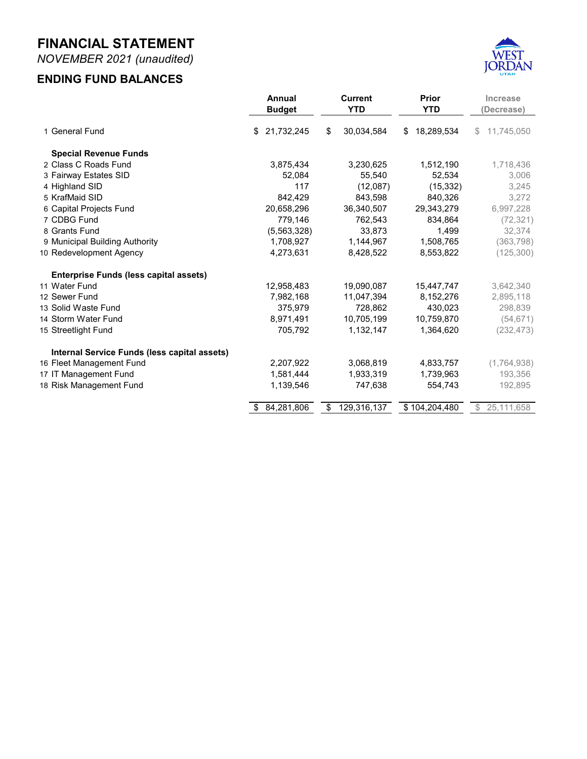# FINANCIAL STATEMENT

*NOVEMBER 2021 (unaudited)*

## ENDING FUND BALANCES

| | Annual Budget | Current YTD | Prior YTD | Increase (Decrease) |
|---|---|---|---|---|
| 1 General Fund | $ 21,732,245 | $ 30,034,584 | $ 18,289,534 | $ 11,745,050 |
| **Special Revenue Funds** | | | | |
| 2 Class C Roads Fund | 3,875,434 | 3,230,625 | 1,512,190 | 1,718,436 |
| 3 Fairway Estates SID | 52,084 | 55,540 | 52,534 | 3,006 |
| 4 Highland SID | 117 | (12,087) | (15,332) | 3,245 |
| 5 KrafMaid SID | 842,429 | 843,598 | 840,326 | 3,272 |
| 6 Capital Projects Fund | 20,658,296 | 36,340,507 | 29,343,279 | 6,997,228 |
| 7 CDBG Fund | 779,146 | 762,543 | 834,864 | (72,321) |
| 8 Grants Fund | (5,563,328) | 33,873 | 1,499 | 32,374 |
| 9 Municipal Building Authority | 1,708,927 | 1,144,967 | 1,508,765 | (363,798) |
| 10 Redevelopment Agency | 4,273,631 | 8,428,522 | 8,553,822 | (125,300) |
| **Enterprise Funds (less capital assets)** | | | | |
| 11 Water Fund | 12,958,483 | 19,090,087 | 15,447,747 | 3,642,340 |
| 12 Sewer Fund | 7,982,168 | 11,047,394 | 8,152,276 | 2,895,118 |
| 13 Solid Waste Fund | 375,979 | 728,862 | 430,023 | 298,839 |
| 14 Storm Water Fund | 8,971,491 | 10,705,199 | 10,759,870 | (54,671) |
| 15 Streetlight Fund | 705,792 | 1,132,147 | 1,364,620 | (232,473) |
| **Internal Service Funds (less capital assets)** | | | | |
| 16 Fleet Management Fund | 2,207,922 | 3,068,819 | 4,833,757 | (1,764,938) |
| 17 IT Management Fund | 1,581,444 | 1,933,319 | 1,739,963 | 193,356 |
| 18 Risk Management Fund | 1,139,546 | 747,638 | 554,743 | 192,895 |
| | $ 84,281,806 | $ 129,316,137 | $ 104,204,480 | $ 25,111,658 |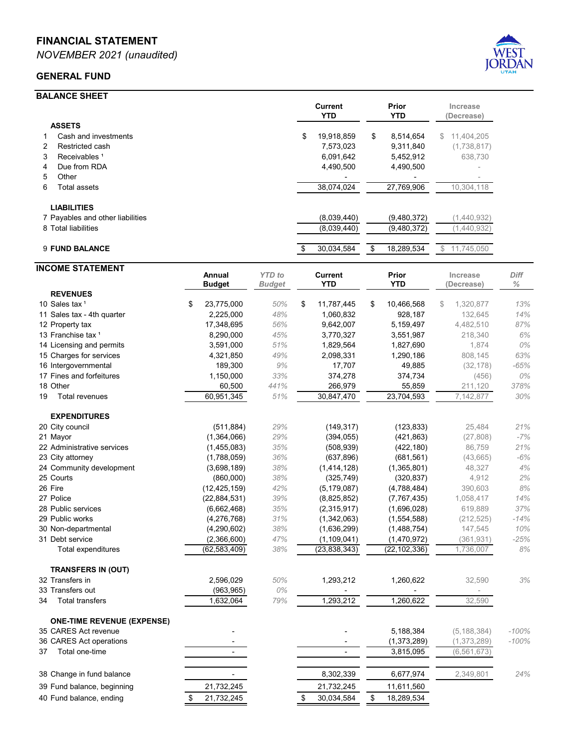# FINANCIAL STATEMENT

*NOVEMBER 2021 (unaudited)*

## GENERAL FUND

### BALANCE SHEET

| | | Current YTD | Prior YTD | Increase (Decrease) |
|---|---|---|---|---|
| | **ASSETS** | | | |
| 1 | Cash and investments | $ 19,918,859 | $ 8,514,654 | $ 11,404,205 |
| 2 | Restricted cash | 7,573,023 | 9,311,840 | (1,738,817) |
| 3 | Receivables [1] | 6,091,642 | 5,452,912 | 638,730 |
| 4 | Due from RDA | 4,490,500 | 4,490,500 | - |
| 5 | Other | - | - | - |
| 6 | Total assets | 38,074,024 | 27,769,906 | 10,304,118 |
| | **LIABILITIES** | | | |
| 7 | Payables and other liabilities | (8,039,440) | (9,480,372) | (1,440,932) |
| 8 | Total liabilities | (8,039,440) | (9,480,372) | (1,440,932) |
| 9 | **FUND BALANCE** | $ 30,034,584 | $ 18,289,534 | $ 11,745,050 |

### INCOME STATEMENT

| | | Annual Budget | *YTD to Budget* | Current YTD | Prior YTD | Increase (Decrease) | *Diff %* |
|---|---|---|---|---|---|---|---|
| | **REVENUES** | | | | | | |
| 10 | Sales tax [1] | $ 23,775,000 | *50%* | $ 11,787,445 | $ 10,466,568 | $ 1,320,877 | *13%* |
| 11 | Sales tax - 4th quarter | 2,225,000 | *48%* | 1,060,832 | 928,187 | 132,645 | *14%* |
| 12 | Property tax | 17,348,695 | *56%* | 9,642,007 | 5,159,497 | 4,482,510 | *87%* |
| 13 | Franchise tax [1] | 8,290,000 | *45%* | 3,770,327 | 3,551,987 | 218,340 | *6%* |
| 14 | Licensing and permits | 3,591,000 | *51%* | 1,829,564 | 1,827,690 | 1,874 | *0%* |
| 15 | Charges for services | 4,321,850 | *49%* | 2,098,331 | 1,290,186 | 808,145 | *63%* |
| 16 | Intergovernmental | 189,300 | *9%* | 17,707 | 49,885 | (32,178) | *-65%* |
| 17 | Fines and forfeitures | 1,150,000 | *33%* | 374,278 | 374,734 | (456) | *0%* |
| 18 | Other | 60,500 | *441%* | 266,979 | 55,859 | 211,120 | *378%* |
| 19 | Total revenues | 60,951,345 | *51%* | 30,847,470 | 23,704,593 | 7,142,877 | *30%* |
| | **EXPENDITURES** | | | | | | |
| 20 | City council | (511,884) | *29%* | (149,317) | (123,833) | 25,484 | *21%* |
| 21 | Mayor | (1,364,066) | *29%* | (394,055) | (421,863) | (27,808) | *-7%* |
| 22 | Administrative services | (1,455,083) | *35%* | (508,939) | (422,180) | 86,759 | *21%* |
| 23 | City attorney | (1,788,059) | *36%* | (637,896) | (681,561) | (43,665) | *-6%* |
| 24 | Community development | (3,698,189) | *38%* | (1,414,128) | (1,365,801) | 48,327 | *4%* |
| 25 | Courts | (860,000) | *38%* | (325,749) | (320,837) | 4,912 | *2%* |
| 26 | Fire | (12,425,159) | *42%* | (5,179,087) | (4,788,484) | 390,603 | *8%* |
| 27 | Police | (22,884,531) | *39%* | (8,825,852) | (7,767,435) | 1,058,417 | *14%* |
| 28 | Public services | (6,662,468) | *35%* | (2,315,917) | (1,696,028) | 619,889 | *37%* |
| 29 | Public works | (4,276,768) | *31%* | (1,342,063) | (1,554,588) | (212,525) | *-14%* |
| 30 | Non-departmental | (4,290,602) | *38%* | (1,636,299) | (1,488,754) | 147,545 | *10%* |
| 31 | Debt service | (2,366,600) | *47%* | (1,109,041) | (1,470,972) | (361,931) | *-25%* |
| | Total expenditures | (62,583,409) | *38%* | (23,838,343) | (22,102,336) | 1,736,007 | *8%* |
| | **TRANSFERS IN (OUT)** | | | | | | |
| 32 | Transfers in | 2,596,029 | *50%* | 1,293,212 | 1,260,622 | 32,590 | *3%* |
| 33 | Transfers out | (963,965) | *0%* | - | - | - | |
| 34 | Total transfers | 1,632,064 | *79%* | 1,293,212 | 1,260,622 | 32,590 | |
| | **ONE-TIME REVENUE (EXPENSE)** | | | | | | |
| 35 | CARES Act revenue | - | | - | 5,188,384 | (5,188,384) | *-100%* |
| 36 | CARES Act operations | - | | - | (1,373,289) | (1,373,289) | *-100%* |
| 37 | Total one-time | - | | - | 3,815,095 | (6,561,673) | |
| 38 | Change in fund balance | - | | 8,302,339 | 6,677,974 | 2,349,801 | *24%* |
| 39 | Fund balance, beginning | 21,732,245 | | 21,732,245 | 11,611,560 | | |
| 40 | Fund balance, ending | $ 21,732,245 | | $ 30,034,584 | $ 18,289,534 | | |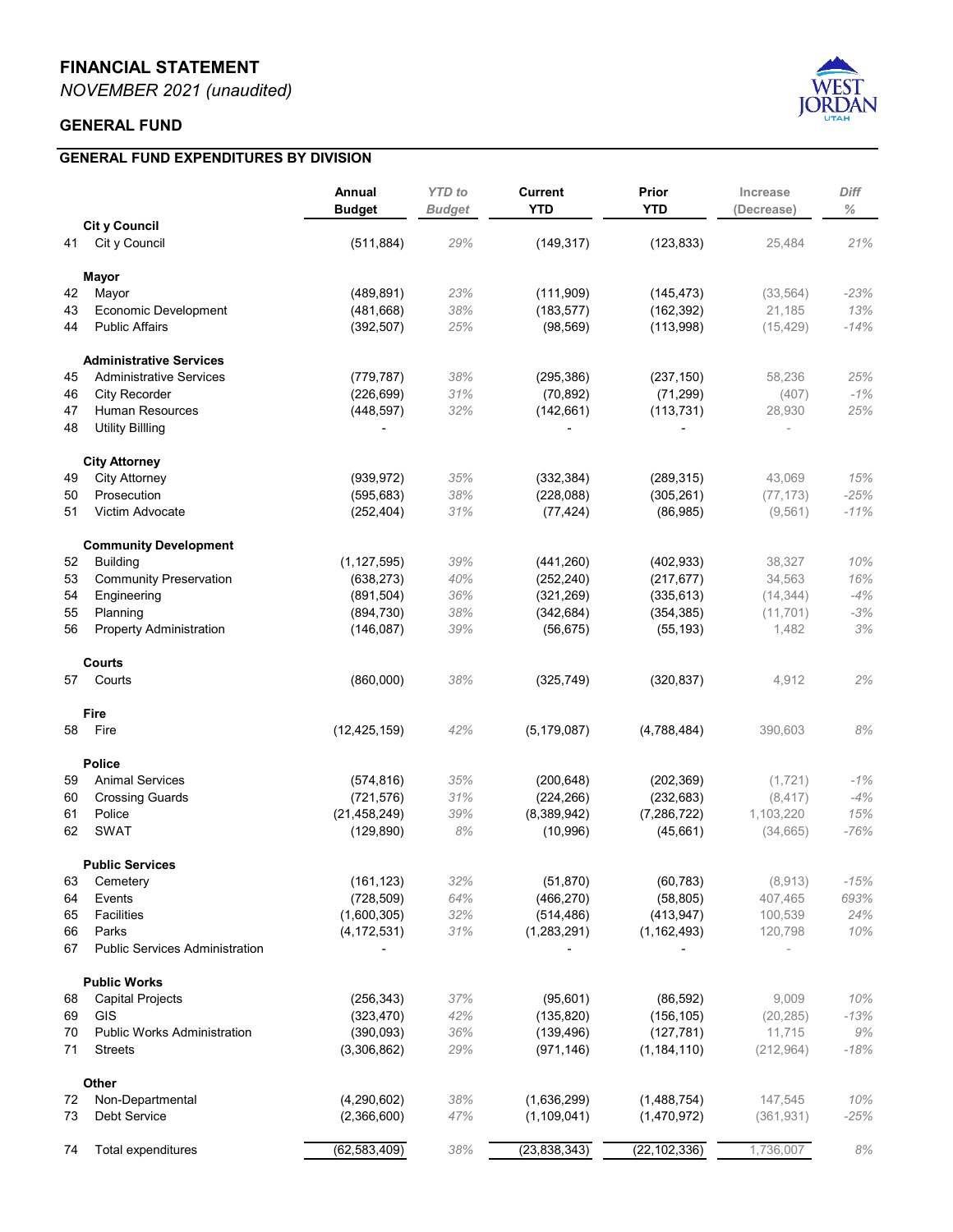# FINANCIAL STATEMENT

*NOVEMBER 2021 (unaudited)*

## GENERAL FUND

### GENERAL FUND EXPENDITURES BY DIVISION

| | | Annual Budget | *YTD to Budget* | Current YTD | Prior YTD | Increase (Decrease) | *Diff %* |
|---|---|---|---|---|---|---|---|
| | **Cit y Council** | | | | | | |
| 41 | Cit y Council | (511,884) | *29%* | (149,317) | (123,833) | 25,484 | *21%* |
| | **Mayor** | | | | | | |
| 42 | Mayor | (489,891) | *23%* | (111,909) | (145,473) | (33,564) | *-23%* |
| 43 | Economic Development | (481,668) | *38%* | (183,577) | (162,392) | 21,185 | *13%* |
| 44 | Public Affairs | (392,507) | *25%* | (98,569) | (113,998) | (15,429) | *-14%* |
| | **Administrative Services** | | | | | | |
| 45 | Administrative Services | (779,787) | *38%* | (295,386) | (237,150) | 58,236 | *25%* |
| 46 | City Recorder | (226,699) | *31%* | (70,892) | (71,299) | (407) | *-1%* |
| 47 | Human Resources | (448,597) | *32%* | (142,661) | (113,731) | 28,930 | *25%* |
| 48 | Utility Billling | - | | - | - | - | |
| | **City Attorney** | | | | | | |
| 49 | City Attorney | (939,972) | *35%* | (332,384) | (289,315) | 43,069 | *15%* |
| 50 | Prosecution | (595,683) | *38%* | (228,088) | (305,261) | (77,173) | *-25%* |
| 51 | Victim Advocate | (252,404) | *31%* | (77,424) | (86,985) | (9,561) | *-11%* |
| | **Community Development** | | | | | | |
| 52 | Building | (1,127,595) | *39%* | (441,260) | (402,933) | 38,327 | *10%* |
| 53 | Community Preservation | (638,273) | *40%* | (252,240) | (217,677) | 34,563 | *16%* |
| 54 | Engineering | (891,504) | *36%* | (321,269) | (335,613) | (14,344) | *-4%* |
| 55 | Planning | (894,730) | *38%* | (342,684) | (354,385) | (11,701) | *-3%* |
| 56 | Property Administration | (146,087) | *39%* | (56,675) | (55,193) | 1,482 | *3%* |
| | **Courts** | | | | | | |
| 57 | Courts | (860,000) | *38%* | (325,749) | (320,837) | 4,912 | *2%* |
| | **Fire** | | | | | | |
| 58 | Fire | (12,425,159) | *42%* | (5,179,087) | (4,788,484) | 390,603 | *8%* |
| | **Police** | | | | | | |
| 59 | Animal Services | (574,816) | *35%* | (200,648) | (202,369) | (1,721) | *-1%* |
| 60 | Crossing Guards | (721,576) | *31%* | (224,266) | (232,683) | (8,417) | *-4%* |
| 61 | Police | (21,458,249) | *39%* | (8,389,942) | (7,286,722) | 1,103,220 | *15%* |
| 62 | SWAT | (129,890) | *8%* | (10,996) | (45,661) | (34,665) | *-76%* |
| | **Public Services** | | | | | | |
| 63 | Cemetery | (161,123) | *32%* | (51,870) | (60,783) | (8,913) | *-15%* |
| 64 | Events | (728,509) | *64%* | (466,270) | (58,805) | 407,465 | *693%* |
| 65 | Facilities | (1,600,305) | *32%* | (514,486) | (413,947) | 100,539 | *24%* |
| 66 | Parks | (4,172,531) | *31%* | (1,283,291) | (1,162,493) | 120,798 | *10%* |
| 67 | Public Services Administration | - | | - | - | - | |
| | **Public Works** | | | | | | |
| 68 | Capital Projects | (256,343) | *37%* | (95,601) | (86,592) | 9,009 | *10%* |
| 69 | GIS | (323,470) | *42%* | (135,820) | (156,105) | (20,285) | *-13%* |
| 70 | Public Works Administration | (390,093) | *36%* | (139,496) | (127,781) | 11,715 | *9%* |
| 71 | Streets | (3,306,862) | *29%* | (971,146) | (1,184,110) | (212,964) | *-18%* |
| | **Other** | | | | | | |
| 72 | Non-Departmental | (4,290,602) | *38%* | (1,636,299) | (1,488,754) | 147,545 | *10%* |
| 73 | Debt Service | (2,366,600) | *47%* | (1,109,041) | (1,470,972) | (361,931) | *-25%* |
| 74 | Total expenditures | (62,583,409) | *38%* | (23,838,343) | (22,102,336) | 1,736,007 | *8%* |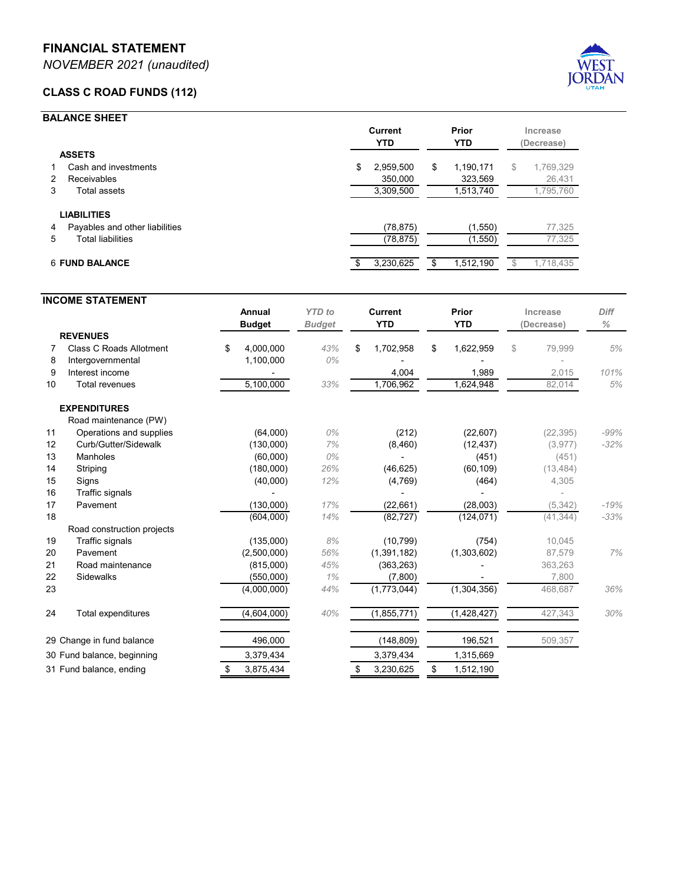# FINANCIAL STATEMENT

*NOVEMBER 2021 (unaudited)*

## CLASS C ROAD FUNDS (112)

### BALANCE SHEET

| | | Current YTD | Prior YTD | Increase (Decrease) |
|---|---|---|---|---|
| | **ASSETS** | | | |
| 1 | Cash and investments | $ 2,959,500 | $ 1,190,171 | $ 1,769,329 |
| 2 | Receivables | 350,000 | 323,569 | 26,431 |
| 3 | Total assets | 3,309,500 | 1,513,740 | 1,795,760 |
| | **LIABILITIES** | | | |
| 4 | Payables and other liabilities | (78,875) | (1,550) | 77,325 |
| 5 | Total liabilities | (78,875) | (1,550) | 77,325 |
| 6 | **FUND BALANCE** | $ 3,230,625 | $ 1,512,190 | $ 1,718,435 |

### INCOME STATEMENT

| | | Annual Budget | *YTD to Budget* | Current YTD | Prior YTD | Increase (Decrease) | *Diff %* |
|---|---|---|---|---|---|---|---|
| | **REVENUES** | | | | | | |
| 7 | Class C Roads Allotment | $ 4,000,000 | *43%* | $ 1,702,958 | $ 1,622,959 | $ 79,999 | *5%* |
| 8 | Intergovernmental | 1,100,000 | *0%* | - | - | - | |
| 9 | Interest income | - | | 4,004 | 1,989 | 2,015 | *101%* |
| 10 | Total revenues | 5,100,000 | *33%* | 1,706,962 | 1,624,948 | 82,014 | *5%* |
| | **EXPENDITURES** | | | | | | |
| | Road maintenance (PW) | | | | | | |
| 11 | Operations and supplies | (64,000) | *0%* | (212) | (22,607) | (22,395) | *-99%* |
| 12 | Curb/Gutter/Sidewalk | (130,000) | *7%* | (8,460) | (12,437) | (3,977) | *-32%* |
| 13 | Manholes | (60,000) | *0%* | - | (451) | (451) | |
| 14 | Striping | (180,000) | *26%* | (46,625) | (60,109) | (13,484) | |
| 15 | Signs | (40,000) | *12%* | (4,769) | (464) | 4,305 | |
| 16 | Traffic signals | - | | - | - | - | |
| 17 | Pavement | (130,000) | *17%* | (22,661) | (28,003) | (5,342) | *-19%* |
| 18 | | (604,000) | *14%* | (82,727) | (124,071) | (41,344) | *-33%* |
| | Road construction projects | | | | | | |
| 19 | Traffic signals | (135,000) | *8%* | (10,799) | (754) | 10,045 | |
| 20 | Pavement | (2,500,000) | *56%* | (1,391,182) | (1,303,602) | 87,579 | *7%* |
| 21 | Road maintenance | (815,000) | *45%* | (363,263) | - | 363,263 | |
| 22 | Sidewalks | (550,000) | *1%* | (7,800) | - | 7,800 | |
| 23 | | (4,000,000) | *44%* | (1,773,044) | (1,304,356) | 468,687 | *36%* |
| 24 | Total expenditures | (4,604,000) | *40%* | (1,855,771) | (1,428,427) | 427,343 | *30%* |
| 29 | Change in fund balance | 496,000 | | (148,809) | 196,521 | 509,357 | |
| 30 | Fund balance, beginning | 3,379,434 | | 3,379,434 | 1,315,669 | | |
| 31 | Fund balance, ending | $ 3,875,434 | | $ 3,230,625 | $ 1,512,190 | | |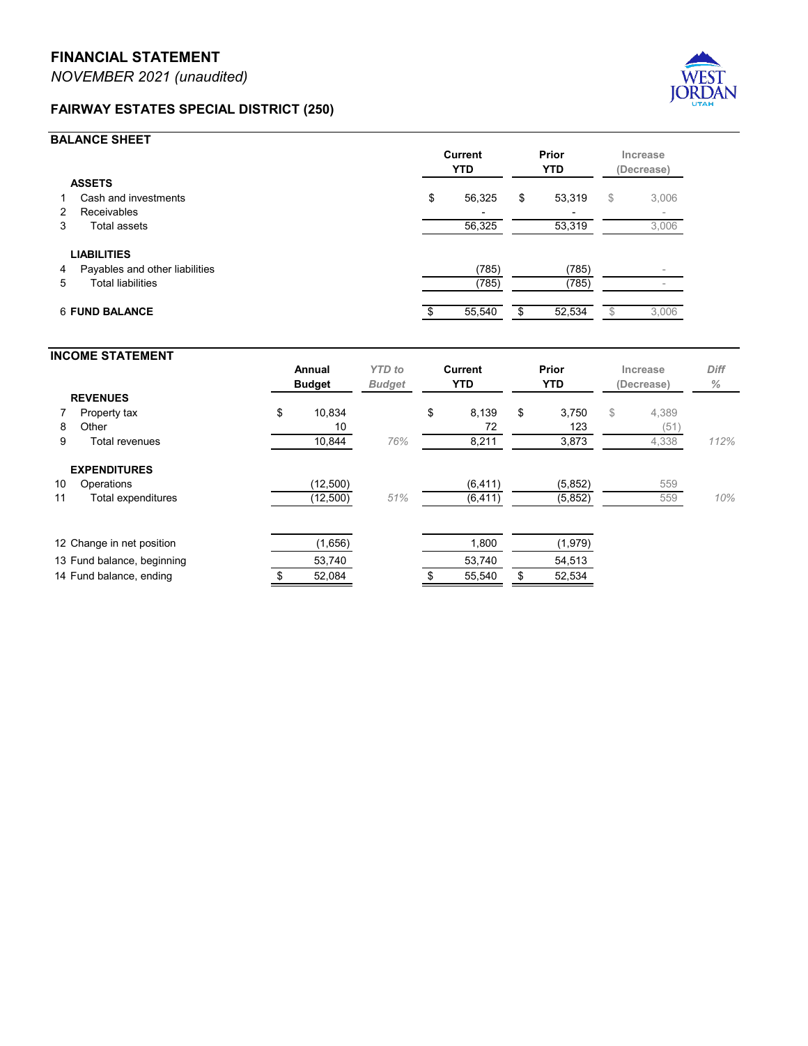# FINANCIAL STATEMENT

*NOVEMBER 2021 (unaudited)*

## FAIRWAY ESTATES SPECIAL DISTRICT (250)

### BALANCE SHEET

| | | Current YTD | Prior YTD | Increase (Decrease) |
|---|---|---|---|---|
| | **ASSETS** | | | |
| 1 | Cash and investments | $ 56,325 | $ 53,319 | $ 3,006 |
| 2 | Receivables | - | - | - |
| 3 | Total assets | 56,325 | 53,319 | 3,006 |
| | **LIABILITIES** | | | |
| 4 | Payables and other liabilities | (785) | (785) | - |
| 5 | Total liabilities | (785) | (785) | - |
| 6 | **FUND BALANCE** | $ 55,540 | $ 52,534 | $ 3,006 |

### INCOME STATEMENT

| | | Annual Budget | *YTD to Budget* | Current YTD | Prior YTD | Increase (Decrease) | *Diff %* |
|---|---|---|---|---|---|---|---|
| | **REVENUES** | | | | | | |
| 7 | Property tax | $ 10,834 | | $ 8,139 | $ 3,750 | $ 4,389 | |
| 8 | Other | 10 | | 72 | 123 | (51) | |
| 9 | Total revenues | 10,844 | *76%* | 8,211 | 3,873 | 4,338 | *112%* |
| | **EXPENDITURES** | | | | | | |
| 10 | Operations | (12,500) | | (6,411) | (5,852) | 559 | |
| 11 | Total expenditures | (12,500) | *51%* | (6,411) | (5,852) | 559 | *10%* |
| 12 | Change in net position | (1,656) | | 1,800 | (1,979) | | |
| 13 | Fund balance, beginning | 53,740 | | 53,740 | 54,513 | | |
| 14 | Fund balance, ending | $ 52,084 | | $ 55,540 | $ 52,534 | | |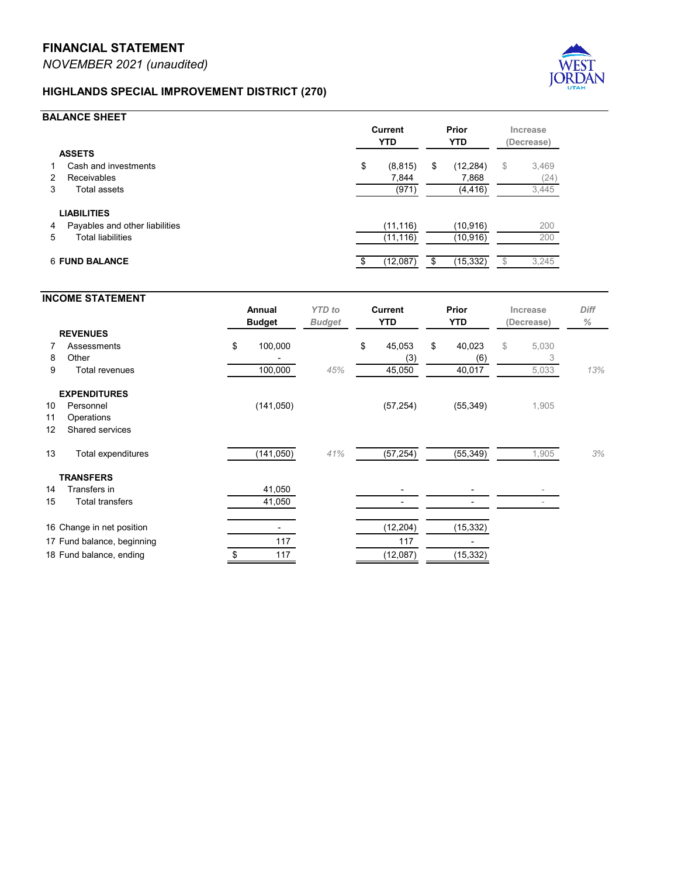# FINANCIAL STATEMENT

*NOVEMBER 2021 (unaudited)*

## HIGHLANDS SPECIAL IMPROVEMENT DISTRICT (270)

### BALANCE SHEET

| | | Current YTD | Prior YTD | Increase (Decrease) |
|---|---|---|---|---|
| | **ASSETS** | | | |
| 1 | Cash and investments | $ (8,815) | $ (12,284) | $ 3,469 |
| 2 | Receivables | 7,844 | 7,868 | (24) |
| 3 | Total assets | (971) | (4,416) | 3,445 |
| | **LIABILITIES** | | | |
| 4 | Payables and other liabilities | (11,116) | (10,916) | 200 |
| 5 | Total liabilities | (11,116) | (10,916) | 200 |
| 6 | **FUND BALANCE** | $ (12,087) | $ (15,332) | $ 3,245 |

### INCOME STATEMENT

| | | Annual Budget | *YTD to Budget* | Current YTD | Prior YTD | Increase (Decrease) | *Diff %* |
|---|---|---|---|---|---|---|---|
| | **REVENUES** | | | | | | |
| 7 | Assessments | $ 100,000 | | $ 45,053 | $ 40,023 | $ 5,030 | |
| 8 | Other | - | | (3) | (6) | 3 | |
| 9 | Total revenues | 100,000 | *45%* | 45,050 | 40,017 | 5,033 | *13%* |
| | **EXPENDITURES** | | | | | | |
| 10 | Personnel | (141,050) | | (57,254) | (55,349) | 1,905 | |
| 11 | Operations | | | | | | |
| 12 | Shared services | | | | | | |
| 13 | Total expenditures | (141,050) | *41%* | (57,254) | (55,349) | 1,905 | *3%* |
| | **TRANSFERS** | | | | | | |
| 14 | Transfers in | 41,050 | | - | - | - | |
| 15 | Total transfers | 41,050 | | - | - | - | |
| 16 | Change in net position | - | | (12,204) | (15,332) | | |
| 17 | Fund balance, beginning | 117 | | 117 | - | | |
| 18 | Fund balance, ending | $ 117 | | (12,087) | (15,332) | | |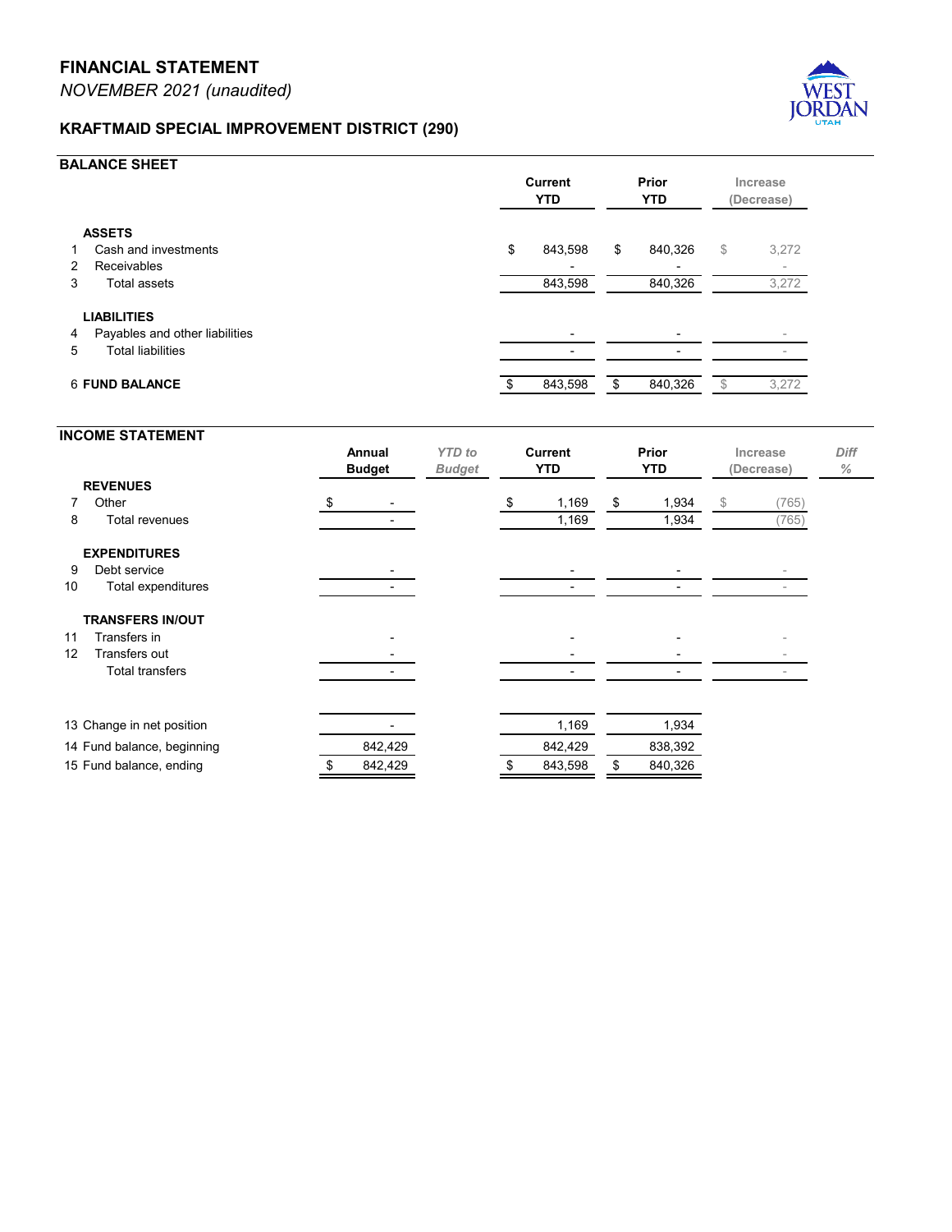# FINANCIAL STATEMENT

*NOVEMBER 2021 (unaudited)*

## KRAFTMAID SPECIAL IMPROVEMENT DISTRICT (290)

### BALANCE SHEET

| | | Current YTD | Prior YTD | Increase (Decrease) |
|---|---|---|---|---|
| | **ASSETS** | | | |
| 1 | Cash and investments | $ 843,598 | $ 840,326 | $ 3,272 |
| 2 | Receivables | - | - | - |
| 3 | Total assets | 843,598 | 840,326 | 3,272 |
| | **LIABILITIES** | | | |
| 4 | Payables and other liabilities | - | - | - |
| 5 | Total liabilities | - | - | - |
| 6 | **FUND BALANCE** | $ 843,598 | $ 840,326 | $ 3,272 |

### INCOME STATEMENT

| | | Annual Budget | *YTD to Budget* | Current YTD | Prior YTD | Increase (Decrease) | *Diff %* |
|---|---|---|---|---|---|---|---|
| | **REVENUES** | | | | | | |
| 7 | Other | $ - | | $ 1,169 | $ 1,934 | $ (765) | |
| 8 | Total revenues | - | | 1,169 | 1,934 | (765) | |
| | **EXPENDITURES** | | | | | | |
| 9 | Debt service | - | | - | - | - | |
| 10 | Total expenditures | - | | - | - | - | |
| | **TRANSFERS IN/OUT** | | | | | | |
| 11 | Transfers in | - | | - | - | - | |
| 12 | Transfers out | - | | - | - | - | |
| | Total transfers | - | | - | - | - | |
| 13 | Change in net position | - | | 1,169 | 1,934 | | |
| 14 | Fund balance, beginning | 842,429 | | 842,429 | 838,392 | | |
| 15 | Fund balance, ending | $ 842,429 | | $ 843,598 | $ 840,326 | | |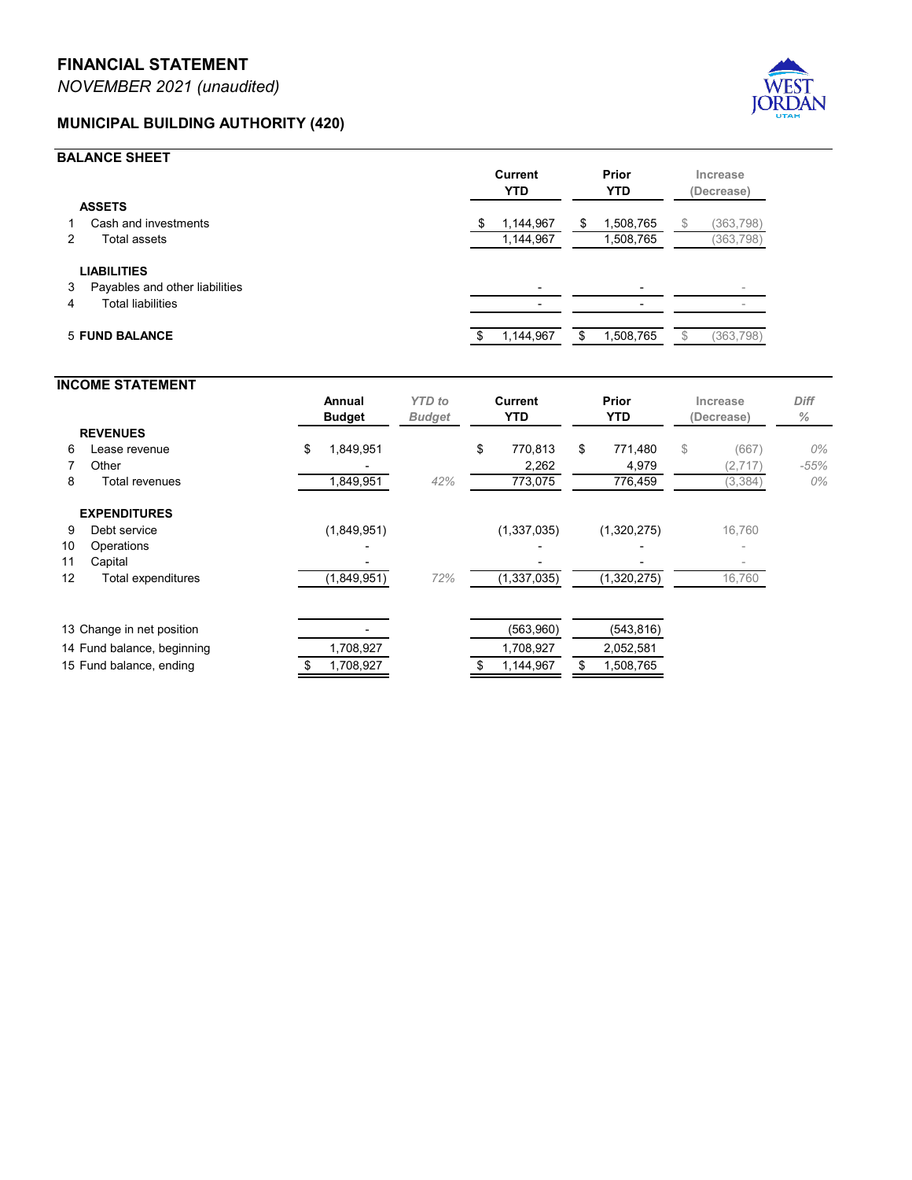# FINANCIAL STATEMENT

*NOVEMBER 2021 (unaudited)*

## MUNICIPAL BUILDING AUTHORITY (420)

### BALANCE SHEET

| | | Current YTD | Prior YTD | Increase (Decrease) |
|---|---|---|---|---|
| | **ASSETS** | | | |
| 1 | Cash and investments | $ 1,144,967 | $ 1,508,765 | $ (363,798) |
| 2 | Total assets | 1,144,967 | 1,508,765 | (363,798) |
| | **LIABILITIES** | | | |
| 3 | Payables and other liabilities | - | - | - |
| 4 | Total liabilities | - | - | - |
| 5 | **FUND BALANCE** | $ 1,144,967 | $ 1,508,765 | $ (363,798) |

### INCOME STATEMENT

| | | Annual Budget | *YTD to Budget* | Current YTD | Prior YTD | Increase (Decrease) | *Diff %* |
|---|---|---|---|---|---|---|---|
| | **REVENUES** | | | | | | |
| 6 | Lease revenue | $ 1,849,951 | | $ 770,813 | $ 771,480 | $ (667) | *0%* |
| 7 | Other | - | | 2,262 | 4,979 | (2,717) | *-55%* |
| 8 | Total revenues | 1,849,951 | *42%* | 773,075 | 776,459 | (3,384) | *0%* |
| | **EXPENDITURES** | | | | | | |
| 9 | Debt service | (1,849,951) | | (1,337,035) | (1,320,275) | 16,760 | |
| 10 | Operations | - | | - | - | - | |
| 11 | Capital | - | | - | - | - | |
| 12 | Total expenditures | (1,849,951) | *72%* | (1,337,035) | (1,320,275) | 16,760 | |
| 13 | Change in net position | - | | (563,960) | (543,816) | | |
| 14 | Fund balance, beginning | 1,708,927 | | 1,708,927 | 2,052,581 | | |
| 15 | Fund balance, ending | $ 1,708,927 | | $ 1,144,967 | $ 1,508,765 | | |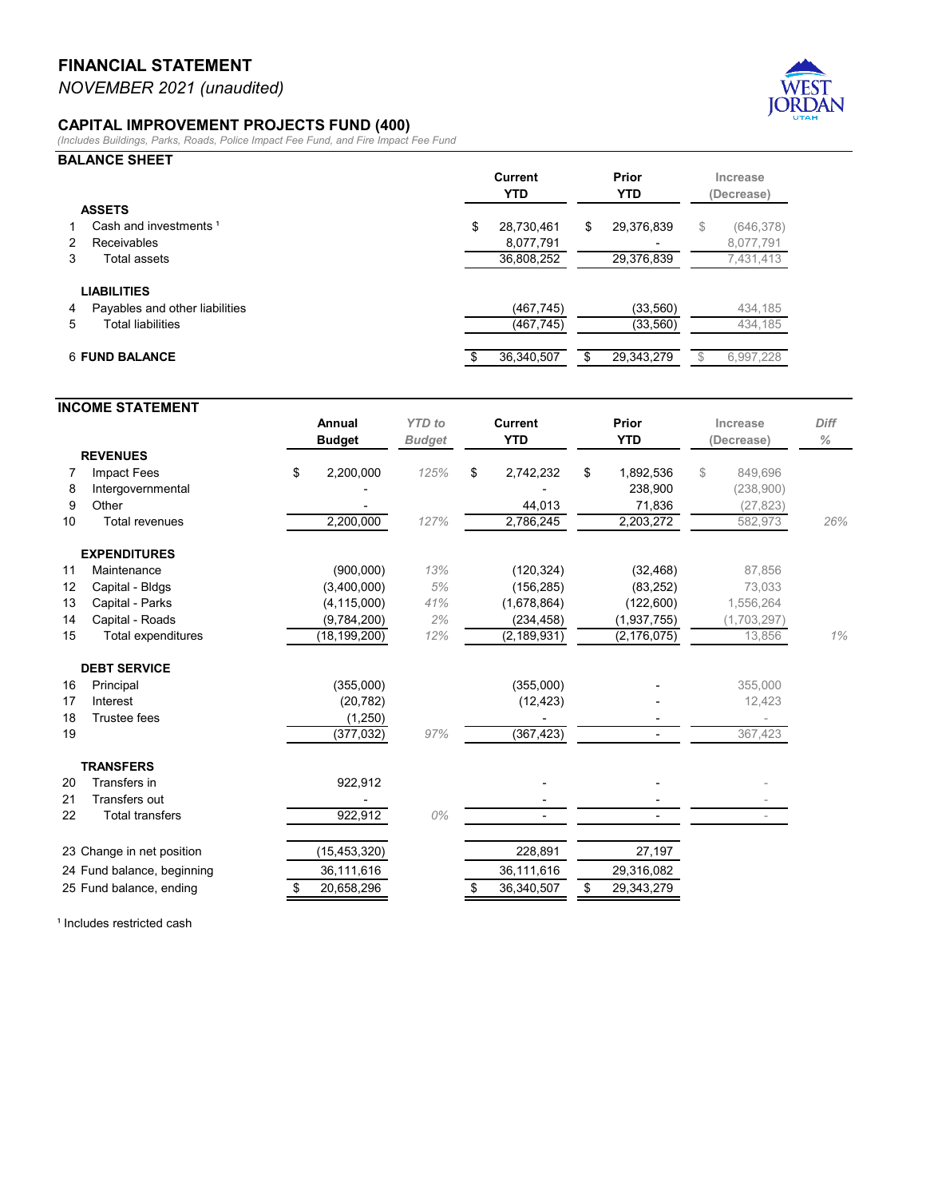# FINANCIAL STATEMENT

*NOVEMBER 2021 (unaudited)*

WEST JORDAN UTAH

## CAPITAL IMPROVEMENT PROJECTS FUND (400)

*(Includes Buildings, Parks, Roads, Police Impact Fee Fund, and Fire Impact Fee Fund*

### BALANCE SHEET

| | | Current YTD | Prior YTD | Increase (Decrease) |
|---|---|---|---|---|
| | **ASSETS** | | | |
| 1 | Cash and investments [1] | $ 28,730,461 | $ 29,376,839 | $ (646,378) |
| 2 | Receivables | 8,077,791 | - | 8,077,791 |
| 3 | Total assets | 36,808,252 | 29,376,839 | 7,431,413 |
| | **LIABILITIES** | | | |
| 4 | Payables and other liabilities | (467,745) | (33,560) | 434,185 |
| 5 | Total liabilities | (467,745) | (33,560) | 434,185 |
| 6 | **FUND BALANCE** | $ 36,340,507 | $ 29,343,279 | $ 6,997,228 |

### INCOME STATEMENT

| | | Annual Budget | *YTD to Budget* | Current YTD | Prior YTD | Increase (Decrease) | *Diff %* |
|---|---|---|---|---|---|---|---|
| | **REVENUES** | | | | | | |
| 7 | Impact Fees | $ 2,200,000 | *125%* | $ 2,742,232 | $ 1,892,536 | $ 849,696 | |
| 8 | Intergovernmental | - | | - | 238,900 | (238,900) | |
| 9 | Other | - | | 44,013 | 71,836 | (27,823) | |
| 10 | Total revenues | 2,200,000 | *127%* | 2,786,245 | 2,203,272 | 582,973 | *26%* |
| | **EXPENDITURES** | | | | | | |
| 11 | Maintenance | (900,000) | *13%* | (120,324) | (32,468) | 87,856 | |
| 12 | Capital - Bldgs | (3,400,000) | *5%* | (156,285) | (83,252) | 73,033 | |
| 13 | Capital - Parks | (4,115,000) | *41%* | (1,678,864) | (122,600) | 1,556,264 | |
| 14 | Capital - Roads | (9,784,200) | *2%* | (234,458) | (1,937,755) | (1,703,297) | |
| 15 | Total expenditures | (18,199,200) | *12%* | (2,189,931) | (2,176,075) | 13,856 | *1%* |
| | **DEBT SERVICE** | | | | | | |
| 16 | Principal | (355,000) | | (355,000) | - | 355,000 | |
| 17 | Interest | (20,782) | | (12,423) | - | 12,423 | |
| 18 | Trustee fees | (1,250) | | - | - | - | |
| 19 | | (377,032) | *97%* | (367,423) | - | 367,423 | |
| | **TRANSFERS** | | | | | | |
| 20 | Transfers in | 922,912 | | - | - | - | |
| 21 | Transfers out | - | | - | - | - | |
| 22 | Total transfers | 922,912 | *0%* | - | - | - | |
| 23 | Change in net position | (15,453,320) | | 228,891 | 27,197 | | |
| 24 | Fund balance, beginning | 36,111,616 | | 36,111,616 | 29,316,082 | | |
| 25 | Fund balance, ending | $ 20,658,296 | | $ 36,340,507 | $ 29,343,279 | | |

[1] Includes restricted cash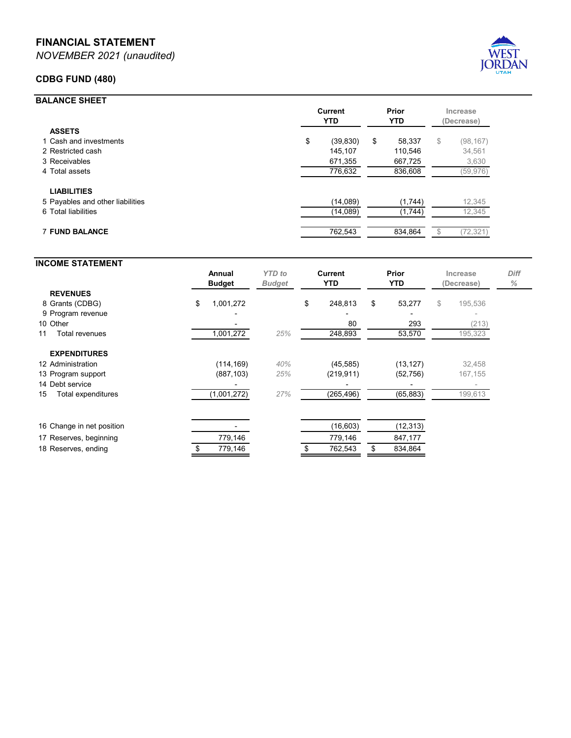# FINANCIAL STATEMENT

*NOVEMBER 2021 (unaudited)*

### CDBG FUND (480)

## BALANCE SHEET

| | Current YTD | Prior YTD | Increase (Decrease) |
|---|---|---|---|
| **ASSETS** | | | |
| 1 Cash and investments | $ (39,830) | $ 58,337 | $ (98,167) |
| 2 Restricted cash | 145,107 | 110,546 | 34,561 |
| 3 Receivables | 671,355 | 667,725 | 3,630 |
| 4 Total assets | 776,632 | 836,608 | (59,976) |
| **LIABILITIES** | | | |
| 5 Payables and other liabilities | (14,089) | (1,744) | 12,345 |
| 6 Total liabilities | (14,089) | (1,744) | 12,345 |
| 7 **FUND BALANCE** | 762,543 | 834,864 | $ (72,321) |

## INCOME STATEMENT

| | Annual Budget | *YTD to Budget* | Current YTD | Prior YTD | Increase (Decrease) | *Diff %* |
|---|---|---|---|---|---|---|
| **REVENUES** | | | | | | |
| 8 Grants (CDBG) | $ 1,001,272 | | $ 248,813 | $ 53,277 | $ 195,536 | |
| 9 Program revenue | - | | - | - | - | |
| 10 Other | - | | 80 | 293 | (213) | |
| 11 Total revenues | 1,001,272 | *25%* | 248,893 | 53,570 | 195,323 | |
| **EXPENDITURES** | | | | | | |
| 12 Administration | (114,169) | *40%* | (45,585) | (13,127) | 32,458 | |
| 13 Program support | (887,103) | *25%* | (219,911) | (52,756) | 167,155 | |
| 14 Debt service | - | | - | - | - | |
| 15 Total expenditures | (1,001,272) | *27%* | (265,496) | (65,883) | 199,613 | |
| 16 Change in net position | - | | (16,603) | (12,313) | | |
| 17 Reserves, beginning | 779,146 | | 779,146 | 847,177 | | |
| 18 Reserves, ending | $ 779,146 | | $ 762,543 | $ 834,864 | | |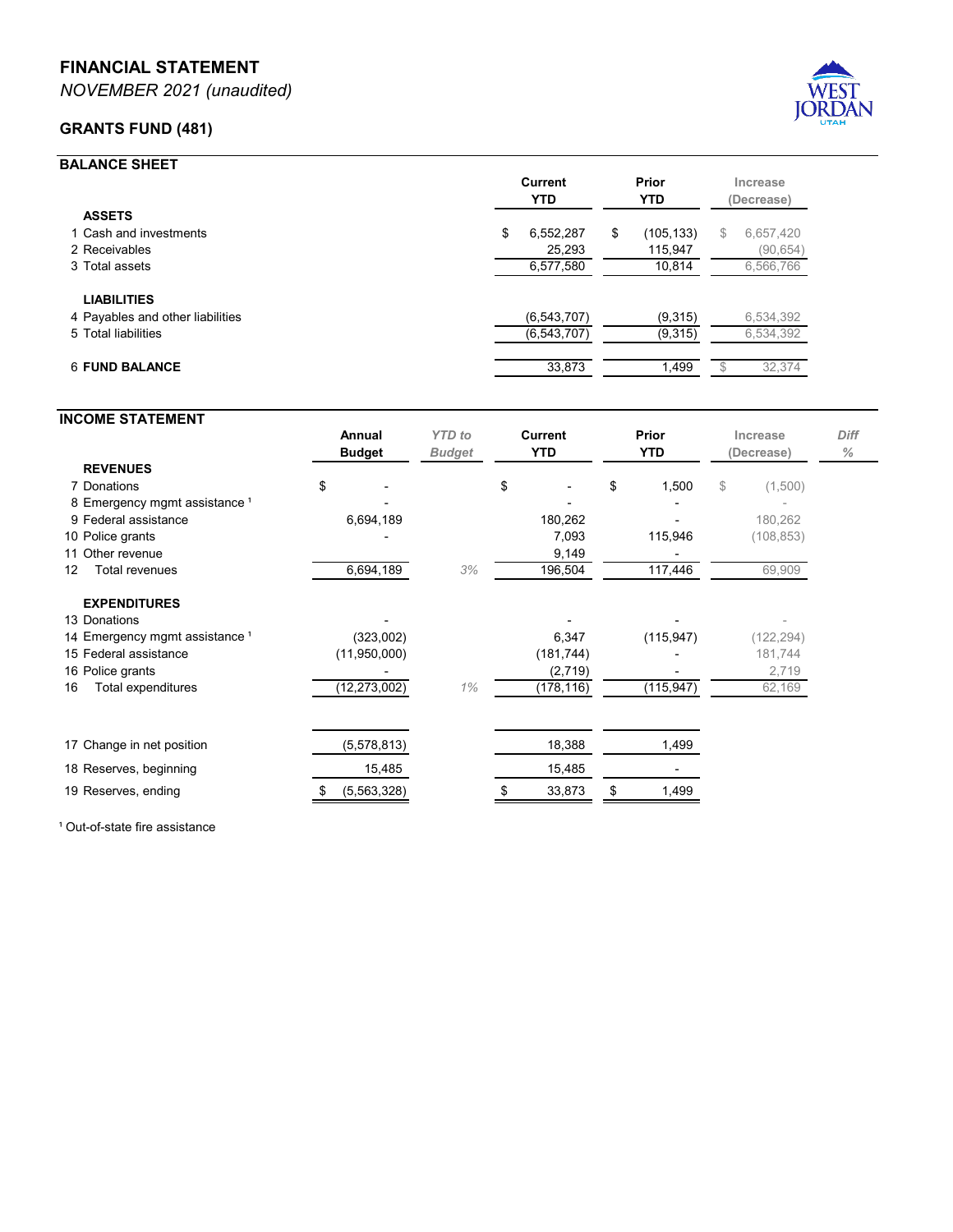# FINANCIAL STATEMENT

*NOVEMBER 2021 (unaudited)*

### GRANTS FUND (481)

## BALANCE SHEET

| | Current YTD | Prior YTD | Increase (Decrease) |
|---|---|---|---|
| **ASSETS** | | | |
| 1 Cash and investments | $ 6,552,287 | $ (105,133) | $ 6,657,420 |
| 2 Receivables | 25,293 | 115,947 | (90,654) |
| 3 Total assets | 6,577,580 | 10,814 | 6,566,766 |
| **LIABILITIES** | | | |
| 4 Payables and other liabilities | (6,543,707) | (9,315) | 6,534,392 |
| 5 Total liabilities | (6,543,707) | (9,315) | 6,534,392 |
| 6 **FUND BALANCE** | 33,873 | 1,499 | $ 32,374 |

## INCOME STATEMENT

| | Annual Budget | *YTD to Budget* | Current YTD | Prior YTD | Increase (Decrease) | *Diff %* |
|---|---|---|---|---|---|---|
| **REVENUES** | | | | | | |
| 7 Donations | $ - | | $ - | $ 1,500 | $ (1,500) | |
| 8 Emergency mgmt assistance [1] | - | | - | - | - | |
| 9 Federal assistance | 6,694,189 | | 180,262 | - | 180,262 | |
| 10 Police grants | - | | 7,093 | 115,946 | (108,853) | |
| 11 Other revenue | | | 9,149 | - | | |
| 12 Total revenues | 6,694,189 | *3%* | 196,504 | 117,446 | 69,909 | |
| **EXPENDITURES** | | | | | | |
| 13 Donations | - | | - | - | - | |
| 14 Emergency mgmt assistance [1] | (323,002) | | 6,347 | (115,947) | (122,294) | |
| 15 Federal assistance | (11,950,000) | | (181,744) | - | 181,744 | |
| 16 Police grants | - | | (2,719) | - | 2,719 | |
| 16 Total expenditures | (12,273,002) | *1%* | (178,116) | (115,947) | 62,169 | |
| 17 Change in net position | (5,578,813) | | 18,388 | 1,499 | | |
| 18 Reserves, beginning | 15,485 | | 15,485 | - | | |
| 19 Reserves, ending | $ (5,563,328) | | $ 33,873 | $ 1,499 | | |

[1] Out-of-state fire assistance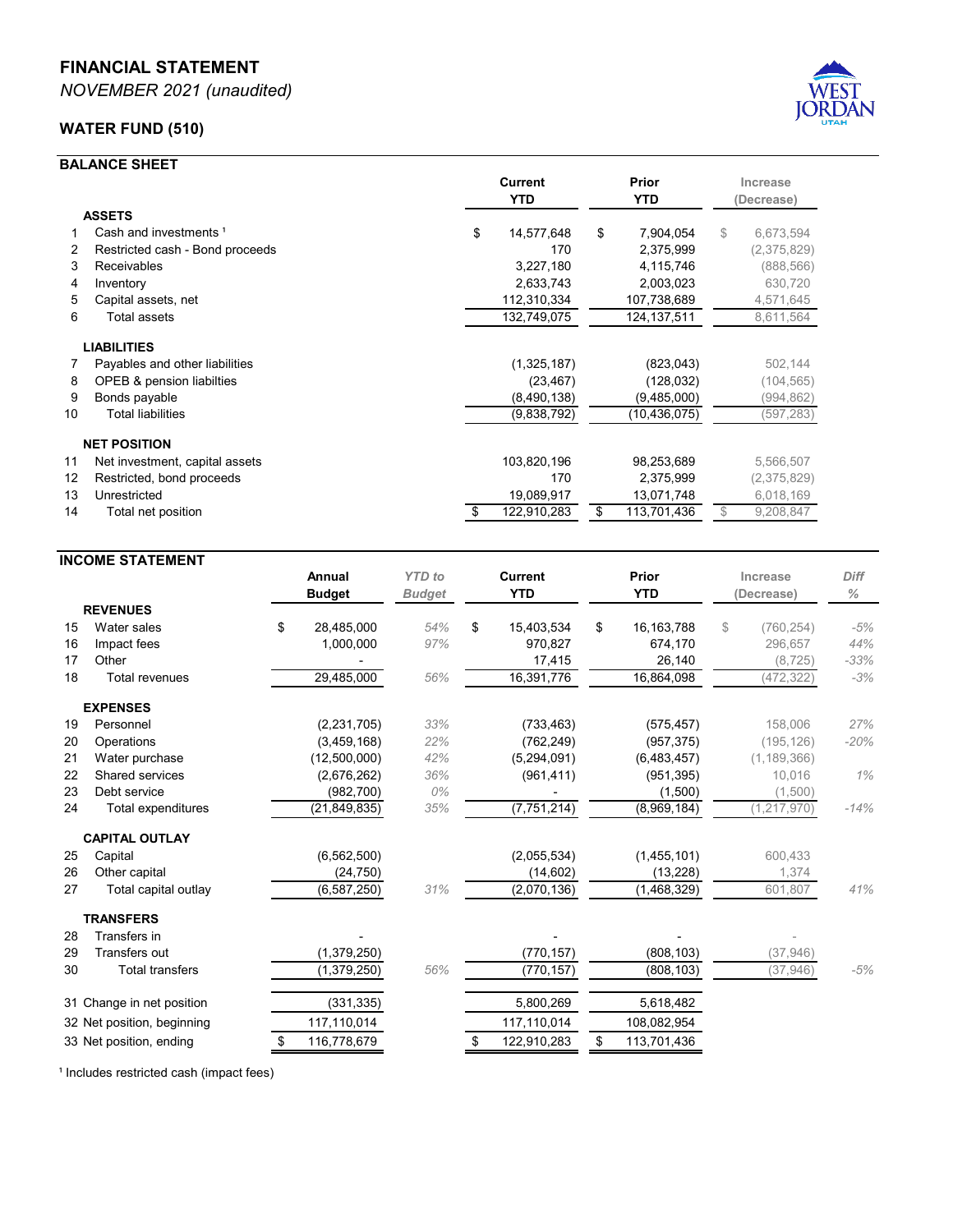# FINANCIAL STATEMENT

*NOVEMBER 2021 (unaudited)*

## WATER FUND (510)

### BALANCE SHEET

| | | Current YTD | Prior YTD | Increase (Decrease) |
|---|---|---|---|---|
| | **ASSETS** | | | |
| 1 | Cash and investments [1] | $ 14,577,648 | $ 7,904,054 | $ 6,673,594 |
| 2 | Restricted cash - Bond proceeds | 170 | 2,375,999 | (2,375,829) |
| 3 | Receivables | 3,227,180 | 4,115,746 | (888,566) |
| 4 | Inventory | 2,633,743 | 2,003,023 | 630,720 |
| 5 | Capital assets, net | 112,310,334 | 107,738,689 | 4,571,645 |
| 6 | Total assets | 132,749,075 | 124,137,511 | 8,611,564 |
| | **LIABILITIES** | | | |
| 7 | Payables and other liabilities | (1,325,187) | (823,043) | 502,144 |
| 8 | OPEB & pension liabilties | (23,467) | (128,032) | (104,565) |
| 9 | Bonds payable | (8,490,138) | (9,485,000) | (994,862) |
| 10 | Total liabilities | (9,838,792) | (10,436,075) | (597,283) |
| | **NET POSITION** | | | |
| 11 | Net investment, capital assets | 103,820,196 | 98,253,689 | 5,566,507 |
| 12 | Restricted, bond proceeds | 170 | 2,375,999 | (2,375,829) |
| 13 | Unrestricted | 19,089,917 | 13,071,748 | 6,018,169 |
| 14 | Total net position | $ 122,910,283 | $ 113,701,436 | $ 9,208,847 |

### INCOME STATEMENT

| | | Annual Budget | *YTD to Budget* | Current YTD | Prior YTD | Increase (Decrease) | *Diff %* |
|---|---|---|---|---|---|---|---|
| | **REVENUES** | | | | | | |
| 15 | Water sales | $ 28,485,000 | *54%* | $ 15,403,534 | $ 16,163,788 | $ (760,254) | *-5%* |
| 16 | Impact fees | 1,000,000 | *97%* | 970,827 | 674,170 | 296,657 | *44%* |
| 17 | Other | - | | 17,415 | 26,140 | (8,725) | *-33%* |
| 18 | Total revenues | 29,485,000 | *56%* | 16,391,776 | 16,864,098 | (472,322) | *-3%* |
| | **EXPENSES** | | | | | | |
| 19 | Personnel | (2,231,705) | *33%* | (733,463) | (575,457) | 158,006 | *27%* |
| 20 | Operations | (3,459,168) | *22%* | (762,249) | (957,375) | (195,126) | *-20%* |
| 21 | Water purchase | (12,500,000) | *42%* | (5,294,091) | (6,483,457) | (1,189,366) | |
| 22 | Shared services | (2,676,262) | *36%* | (961,411) | (951,395) | 10,016 | *1%* |
| 23 | Debt service | (982,700) | *0%* | - | (1,500) | (1,500) | |
| 24 | Total expenditures | (21,849,835) | *35%* | (7,751,214) | (8,969,184) | (1,217,970) | *-14%* |
| | **CAPITAL OUTLAY** | | | | | | |
| 25 | Capital | (6,562,500) | | (2,055,534) | (1,455,101) | 600,433 | |
| 26 | Other capital | (24,750) | | (14,602) | (13,228) | 1,374 | |
| 27 | Total capital outlay | (6,587,250) | *31%* | (2,070,136) | (1,468,329) | 601,807 | *41%* |
| | **TRANSFERS** | | | | | | |
| 28 | Transfers in | - | | - | - | - | |
| 29 | Transfers out | (1,379,250) | | (770,157) | (808,103) | (37,946) | |
| 30 | Total transfers | (1,379,250) | *56%* | (770,157) | (808,103) | (37,946) | *-5%* |
| 31 | Change in net position | (331,335) | | 5,800,269 | 5,618,482 | | |
| 32 | Net position, beginning | 117,110,014 | | 117,110,014 | 108,082,954 | | |
| 33 | Net position, ending | $ 116,778,679 | | $ 122,910,283 | $ 113,701,436 | | |

[1] Includes restricted cash (impact fees)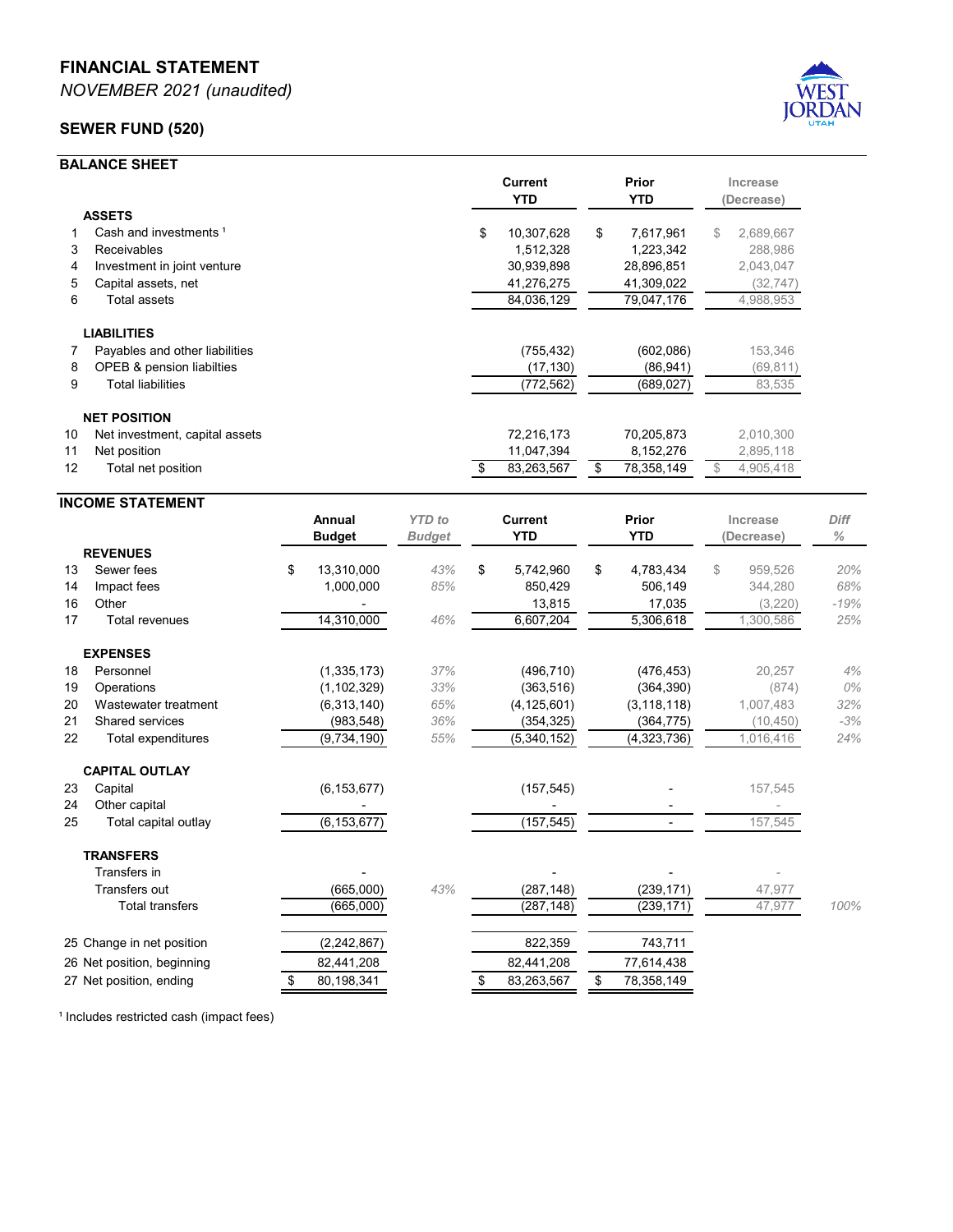# FINANCIAL STATEMENT

*NOVEMBER 2021 (unaudited)*

## SEWER FUND (520)

### BALANCE SHEET

| | | Current YTD | Prior YTD | Increase (Decrease) |
|---|---|---|---|---|
| | **ASSETS** | | | |
| 1 | Cash and investments [1] | $ 10,307,628 | $ 7,617,961 | $ 2,689,667 |
| 3 | Receivables | 1,512,328 | 1,223,342 | 288,986 |
| 4 | Investment in joint venture | 30,939,898 | 28,896,851 | 2,043,047 |
| 5 | Capital assets, net | 41,276,275 | 41,309,022 | (32,747) |
| 6 | Total assets | 84,036,129 | 79,047,176 | 4,988,953 |
| | **LIABILITIES** | | | |
| 7 | Payables and other liabilities | (755,432) | (602,086) | 153,346 |
| 8 | OPEB & pension liabilties | (17,130) | (86,941) | (69,811) |
| 9 | Total liabilities | (772,562) | (689,027) | 83,535 |
| | **NET POSITION** | | | |
| 10 | Net investment, capital assets | 72,216,173 | 70,205,873 | 2,010,300 |
| 11 | Net position | 11,047,394 | 8,152,276 | 2,895,118 |
| 12 | Total net position | $ 83,263,567 | $ 78,358,149 | $ 4,905,418 |

### INCOME STATEMENT

| | | Annual Budget | *YTD to Budget* | Current YTD | Prior YTD | Increase (Decrease) | *Diff %* |
|---|---|---|---|---|---|---|---|
| | **REVENUES** | | | | | | |
| 13 | Sewer fees | $ 13,310,000 | *43%* | $ 5,742,960 | $ 4,783,434 | $ 959,526 | *20%* |
| 14 | Impact fees | 1,000,000 | *85%* | 850,429 | 506,149 | 344,280 | *68%* |
| 16 | Other | - | | 13,815 | 17,035 | (3,220) | *-19%* |
| 17 | Total revenues | 14,310,000 | *46%* | 6,607,204 | 5,306,618 | 1,300,586 | *25%* |
| | **EXPENSES** | | | | | | |
| 18 | Personnel | (1,335,173) | *37%* | (496,710) | (476,453) | 20,257 | *4%* |
| 19 | Operations | (1,102,329) | *33%* | (363,516) | (364,390) | (874) | *0%* |
| 20 | Wastewater treatment | (6,313,140) | *65%* | (4,125,601) | (3,118,118) | 1,007,483 | *32%* |
| 21 | Shared services | (983,548) | *36%* | (354,325) | (364,775) | (10,450) | *-3%* |
| 22 | Total expenditures | (9,734,190) | *55%* | (5,340,152) | (4,323,736) | 1,016,416 | *24%* |
| | **CAPITAL OUTLAY** | | | | | | |
| 23 | Capital | (6,153,677) | | (157,545) | - | 157,545 | |
| 24 | Other capital | - | | - | - | - | |
| 25 | Total capital outlay | (6,153,677) | | (157,545) | - | 157,545 | |
| | **TRANSFERS** | | | | | | |
| | Transfers in | - | | - | - | - | |
| | Transfers out | (665,000) | *43%* | (287,148) | (239,171) | 47,977 | |
| | Total transfers | (665,000) | | (287,148) | (239,171) | 47,977 | *100%* |
| 25 | Change in net position | (2,242,867) | | 822,359 | 743,711 | | |
| 26 | Net position, beginning | 82,441,208 | | 82,441,208 | 77,614,438 | | |
| 27 | Net position, ending | $ 80,198,341 | | $ 83,263,567 | $ 78,358,149 | | |

[1] Includes restricted cash (impact fees)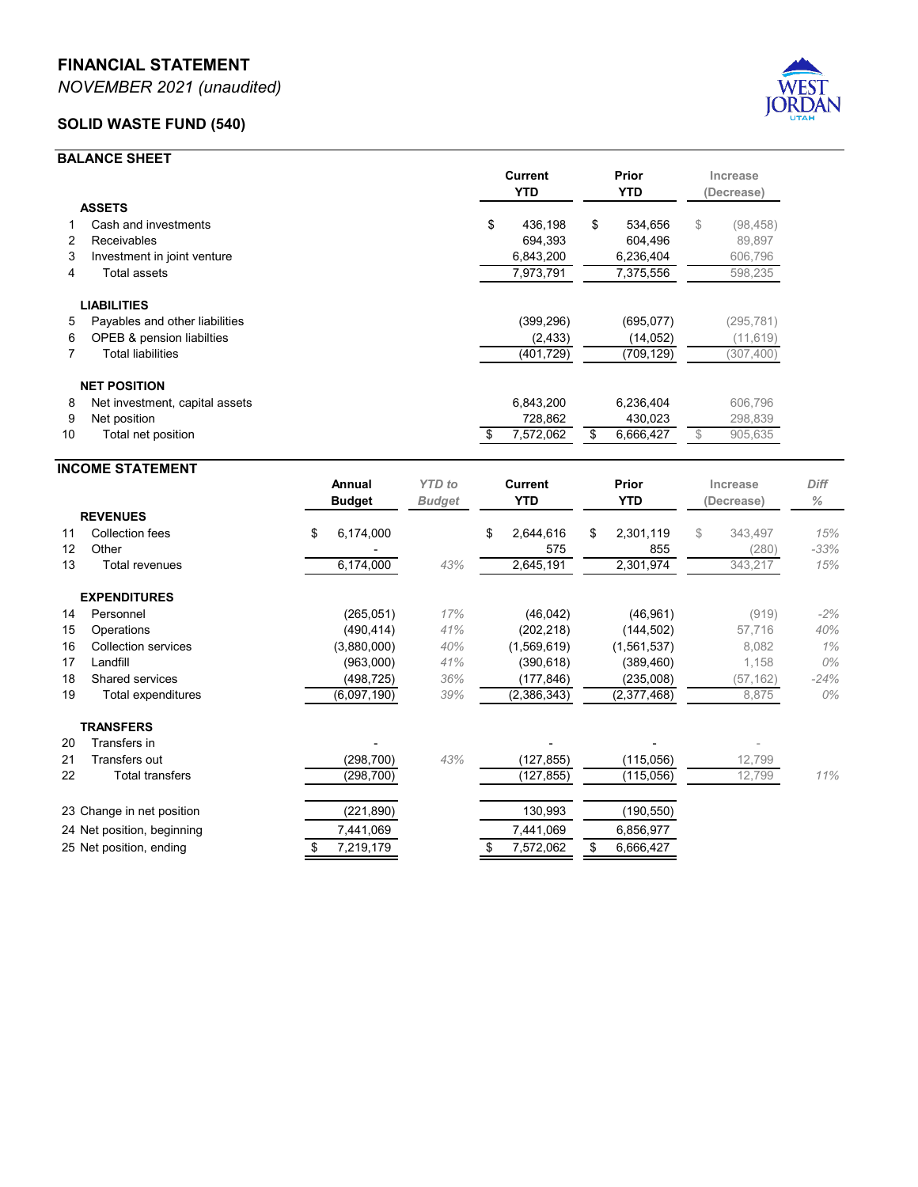# FINANCIAL STATEMENT

*NOVEMBER 2021 (unaudited)*

## SOLID WASTE FUND (540)

### BALANCE SHEET

| | | Current YTD | Prior YTD | Increase (Decrease) |
|---|---|---|---|---|
| | **ASSETS** | | | |
| 1 | Cash and investments | $ 436,198 | $ 534,656 | $ (98,458) |
| 2 | Receivables | 694,393 | 604,496 | 89,897 |
| 3 | Investment in joint venture | 6,843,200 | 6,236,404 | 606,796 |
| 4 | Total assets | 7,973,791 | 7,375,556 | 598,235 |
| | **LIABILITIES** | | | |
| 5 | Payables and other liabilities | (399,296) | (695,077) | (295,781) |
| 6 | OPEB & pension liabilties | (2,433) | (14,052) | (11,619) |
| 7 | Total liabilities | (401,729) | (709,129) | (307,400) |
| | **NET POSITION** | | | |
| 8 | Net investment, capital assets | 6,843,200 | 6,236,404 | 606,796 |
| 9 | Net position | 728,862 | 430,023 | 298,839 |
| 10 | Total net position | $ 7,572,062 | $ 6,666,427 | $ 905,635 |

### INCOME STATEMENT

| | | Annual Budget | YTD to Budget | Current YTD | Prior YTD | Increase (Decrease) | Diff % |
|---|---|---|---|---|---|---|---|
| | **REVENUES** | | | | | | |
| 11 | Collection fees | $ 6,174,000 | | $ 2,644,616 | $ 2,301,119 | $ 343,497 | 15% |
| 12 | Other | - | | 575 | 855 | (280) | -33% |
| 13 | Total revenues | 6,174,000 | 43% | 2,645,191 | 2,301,974 | 343,217 | 15% |
| | **EXPENDITURES** | | | | | | |
| 14 | Personnel | (265,051) | 17% | (46,042) | (46,961) | (919) | -2% |
| 15 | Operations | (490,414) | 41% | (202,218) | (144,502) | 57,716 | 40% |
| 16 | Collection services | (3,880,000) | 40% | (1,569,619) | (1,561,537) | 8,082 | 1% |
| 17 | Landfill | (963,000) | 41% | (390,618) | (389,460) | 1,158 | 0% |
| 18 | Shared services | (498,725) | 36% | (177,846) | (235,008) | (57,162) | -24% |
| 19 | Total expenditures | (6,097,190) | 39% | (2,386,343) | (2,377,468) | 8,875 | 0% |
| | **TRANSFERS** | | | | | | |
| 20 | Transfers in | - | | - | - | - | |
| 21 | Transfers out | (298,700) | 43% | (127,855) | (115,056) | 12,799 | |
| 22 | Total transfers | (298,700) | | (127,855) | (115,056) | 12,799 | 11% |
| 23 | Change in net position | (221,890) | | 130,993 | (190,550) | | |
| 24 | Net position, beginning | 7,441,069 | | 7,441,069 | 6,856,977 | | |
| 25 | Net position, ending | $ 7,219,179 | | $ 7,572,062 | $ 6,666,427 | | |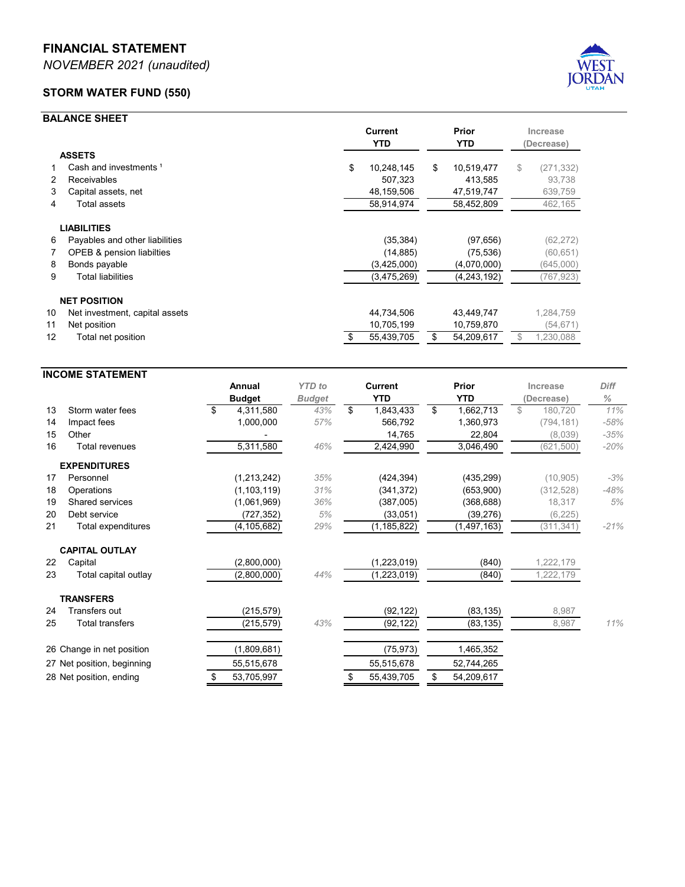# FINANCIAL STATEMENT

*NOVEMBER 2021 (unaudited)*

WEST JORDAN UTAH

## STORM WATER FUND (550)

### BALANCE SHEET

| | | Current YTD | Prior YTD | Increase (Decrease) |
|---|---|---|---|---|
| | **ASSETS** | | | |
| 1 | Cash and investments [1] | $ 10,248,145 | $ 10,519,477 | $ (271,332) |
| 2 | Receivables | 507,323 | 413,585 | 93,738 |
| 3 | Capital assets, net | 48,159,506 | 47,519,747 | 639,759 |
| 4 | Total assets | 58,914,974 | 58,452,809 | 462,165 |
| | **LIABILITIES** | | | |
| 6 | Payables and other liabilities | (35,384) | (97,656) | (62,272) |
| 7 | OPEB & pension liabilties | (14,885) | (75,536) | (60,651) |
| 8 | Bonds payable | (3,425,000) | (4,070,000) | (645,000) |
| 9 | Total liabilities | (3,475,269) | (4,243,192) | (767,923) |
| | **NET POSITION** | | | |
| 10 | Net investment, capital assets | 44,734,506 | 43,449,747 | 1,284,759 |
| 11 | Net position | 10,705,199 | 10,759,870 | (54,671) |
| 12 | Total net position | $ 55,439,705 | $ 54,209,617 | $ 1,230,088 |

### INCOME STATEMENT

| | | Annual Budget | *YTD to Budget* | Current YTD | Prior YTD | Increase (Decrease) | *Diff %* |
|---|---|---|---|---|---|---|---|
| 13 | Storm water fees | $ 4,311,580 | *43%* | $ 1,843,433 | $ 1,662,713 | $ 180,720 | *11%* |
| 14 | Impact fees | 1,000,000 | *57%* | 566,792 | 1,360,973 | (794,181) | *-58%* |
| 15 | Other | - | | 14,765 | 22,804 | (8,039) | *-35%* |
| 16 | Total revenues | 5,311,580 | *46%* | 2,424,990 | 3,046,490 | (621,500) | *-20%* |
| | **EXPENDITURES** | | | | | | |
| 17 | Personnel | (1,213,242) | *35%* | (424,394) | (435,299) | (10,905) | *-3%* |
| 18 | Operations | (1,103,119) | *31%* | (341,372) | (653,900) | (312,528) | *-48%* |
| 19 | Shared services | (1,061,969) | *36%* | (387,005) | (368,688) | 18,317 | *5%* |
| 20 | Debt service | (727,352) | *5%* | (33,051) | (39,276) | (6,225) | |
| 21 | Total expenditures | (4,105,682) | *29%* | (1,185,822) | (1,497,163) | (311,341) | *-21%* |
| | **CAPITAL OUTLAY** | | | | | | |
| 22 | Capital | (2,800,000) | | (1,223,019) | (840) | 1,222,179 | |
| 23 | Total capital outlay | (2,800,000) | *44%* | (1,223,019) | (840) | 1,222,179 | |
| | **TRANSFERS** | | | | | | |
| 24 | Transfers out | (215,579) | | (92,122) | (83,135) | 8,987 | |
| 25 | Total transfers | (215,579) | *43%* | (92,122) | (83,135) | 8,987 | *11%* |
| 26 | Change in net position | (1,809,681) | | (75,973) | 1,465,352 | | |
| 27 | Net position, beginning | 55,515,678 | | 55,515,678 | 52,744,265 | | |
| 28 | Net position, ending | $ 53,705,997 | | $ 55,439,705 | $ 54,209,617 | | |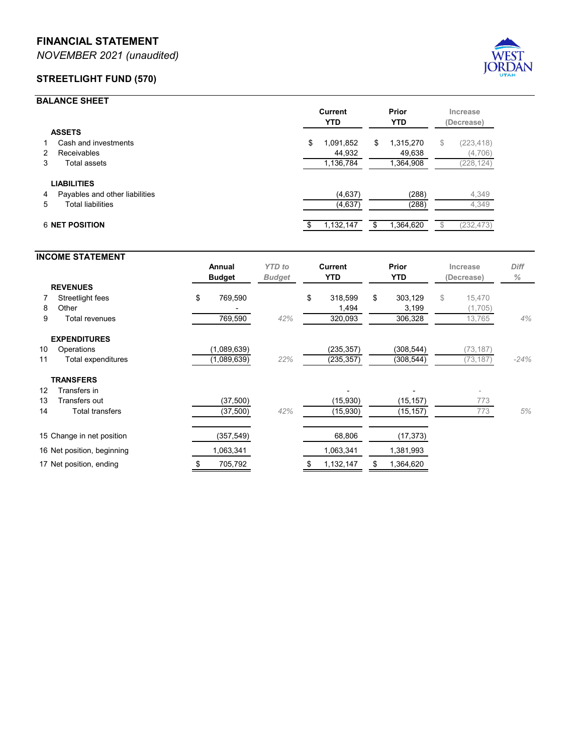# FINANCIAL STATEMENT

*NOVEMBER 2021 (unaudited)*

### STREETLIGHT FUND (570)

## BALANCE SHEET

| | | Current YTD | Prior YTD | Increase (Decrease) |
|---|---|---|---|---|
| | **ASSETS** | | | |
| 1 | Cash and investments | $ 1,091,852 | $ 1,315,270 | $ (223,418) |
| 2 | Receivables | 44,932 | 49,638 | (4,706) |
| 3 | Total assets | 1,136,784 | 1,364,908 | (228,124) |
| | **LIABILITIES** | | | |
| 4 | Payables and other liabilities | (4,637) | (288) | 4,349 |
| 5 | Total liabilities | (4,637) | (288) | 4,349 |
| 6 | **NET POSITION** | $ 1,132,147 | $ 1,364,620 | $ (232,473) |

## INCOME STATEMENT

| | | Annual Budget | *YTD to Budget* | Current YTD | Prior YTD | Increase (Decrease) | *Diff %* |
|---|---|---|---|---|---|---|---|
| | **REVENUES** | | | | | | |
| 7 | Streetlight fees | $ 769,590 | | $ 318,599 | $ 303,129 | $ 15,470 | |
| 8 | Other | - | | 1,494 | 3,199 | (1,705) | |
| 9 | Total revenues | 769,590 | *42%* | 320,093 | 306,328 | 13,765 | *4%* |
| | **EXPENDITURES** | | | | | | |
| 10 | Operations | (1,089,639) | | (235,357) | (308,544) | (73,187) | |
| 11 | Total expenditures | (1,089,639) | *22%* | (235,357) | (308,544) | (73,187) | *-24%* |
| | **TRANSFERS** | | | | | | |
| 12 | Transfers in | | | - | - | - | |
| 13 | Transfers out | (37,500) | | (15,930) | (15,157) | 773 | |
| 14 | Total transfers | (37,500) | *42%* | (15,930) | (15,157) | 773 | *5%* |
| 15 | Change in net position | (357,549) | | 68,806 | (17,373) | | |
| 16 | Net position, beginning | 1,063,341 | | 1,063,341 | 1,381,993 | | |
| 17 | Net position, ending | $ 705,792 | | $ 1,132,147 | $ 1,364,620 | | |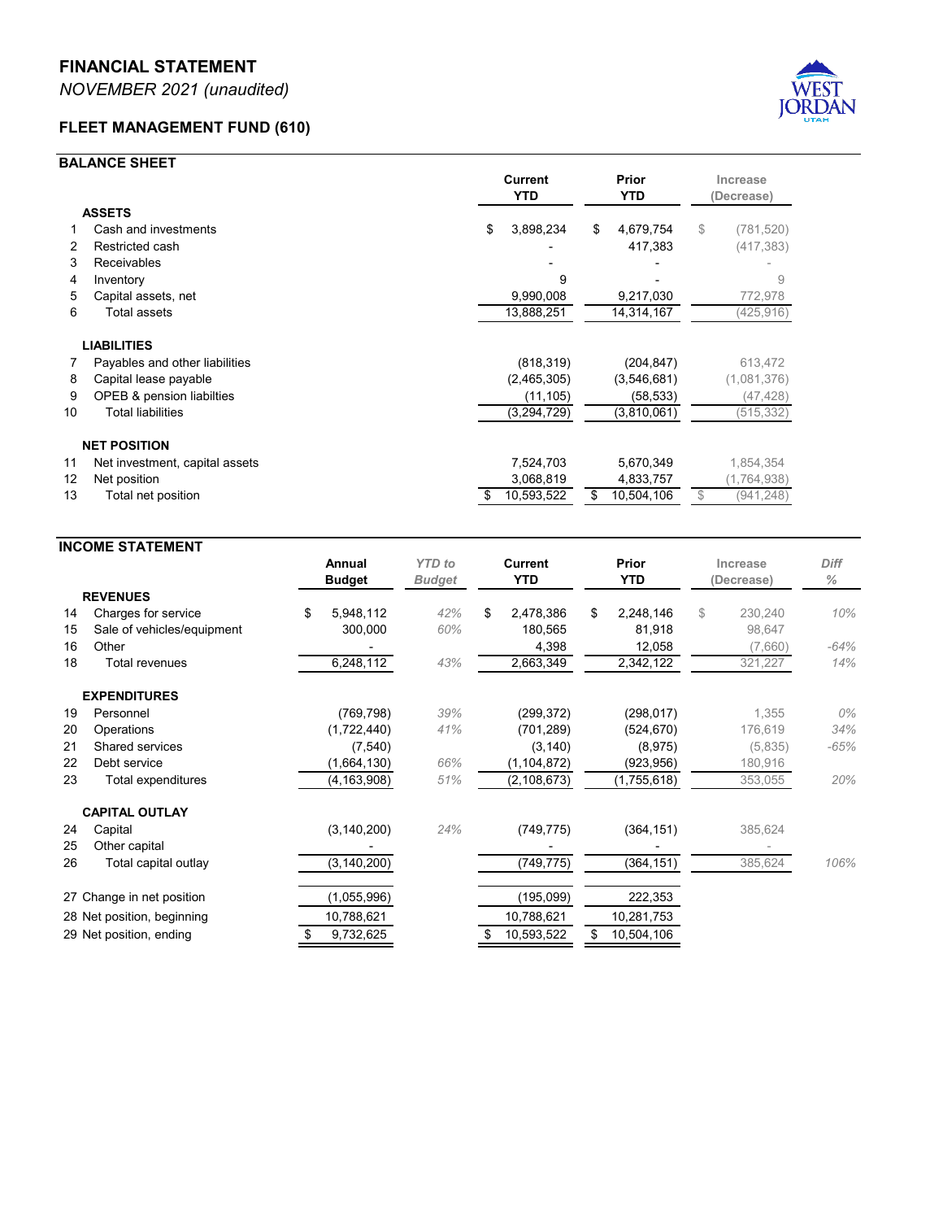# FINANCIAL STATEMENT

*NOVEMBER 2021 (unaudited)*

## FLEET MANAGEMENT FUND (610)

### BALANCE SHEET

| | | Current YTD | Prior YTD | Increase (Decrease) |
|---|---|---|---|---|
| | **ASSETS** | | | |
| 1 | Cash and investments | $ 3,898,234 | $ 4,679,754 | $ (781,520) |
| 2 | Restricted cash | - | 417,383 | (417,383) |
| 3 | Receivables | - | - | - |
| 4 | Inventory | 9 | - | 9 |
| 5 | Capital assets, net | 9,990,008 | 9,217,030 | 772,978 |
| 6 | Total assets | 13,888,251 | 14,314,167 | (425,916) |
| | **LIABILITIES** | | | |
| 7 | Payables and other liabilities | (818,319) | (204,847) | 613,472 |
| 8 | Capital lease payable | (2,465,305) | (3,546,681) | (1,081,376) |
| 9 | OPEB & pension liabilties | (11,105) | (58,533) | (47,428) |
| 10 | Total liabilities | (3,294,729) | (3,810,061) | (515,332) |
| | **NET POSITION** | | | |
| 11 | Net investment, capital assets | 7,524,703 | 5,670,349 | 1,854,354 |
| 12 | Net position | 3,068,819 | 4,833,757 | (1,764,938) |
| 13 | Total net position | $ 10,593,522 | $ 10,504,106 | $ (941,248) |

### INCOME STATEMENT

| | | Annual Budget | *YTD to Budget* | Current YTD | Prior YTD | Increase (Decrease) | *Diff %* |
|---|---|---|---|---|---|---|---|
| | **REVENUES** | | | | | | |
| 14 | Charges for service | $ 5,948,112 | *42%* | $ 2,478,386 | $ 2,248,146 | $ 230,240 | *10%* |
| 15 | Sale of vehicles/equipment | 300,000 | *60%* | 180,565 | 81,918 | 98,647 | |
| 16 | Other | - | | 4,398 | 12,058 | (7,660) | *-64%* |
| 18 | Total revenues | 6,248,112 | *43%* | 2,663,349 | 2,342,122 | 321,227 | *14%* |
| | **EXPENDITURES** | | | | | | |
| 19 | Personnel | (769,798) | *39%* | (299,372) | (298,017) | 1,355 | *0%* |
| 20 | Operations | (1,722,440) | *41%* | (701,289) | (524,670) | 176,619 | *34%* |
| 21 | Shared services | (7,540) | | (3,140) | (8,975) | (5,835) | *-65%* |
| 22 | Debt service | (1,664,130) | *66%* | (1,104,872) | (923,956) | 180,916 | |
| 23 | Total expenditures | (4,163,908) | *51%* | (2,108,673) | (1,755,618) | 353,055 | *20%* |
| | **CAPITAL OUTLAY** | | | | | | |
| 24 | Capital | (3,140,200) | *24%* | (749,775) | (364,151) | 385,624 | |
| 25 | Other capital | - | | - | - | - | |
| 26 | Total capital outlay | (3,140,200) | | (749,775) | (364,151) | 385,624 | *106%* |
| 27 | Change in net position | (1,055,996) | | (195,099) | 222,353 | | |
| 28 | Net position, beginning | 10,788,621 | | 10,788,621 | 10,281,753 | | |
| 29 | Net position, ending | $ 9,732,625 | | $ 10,593,522 | $ 10,504,106 | | |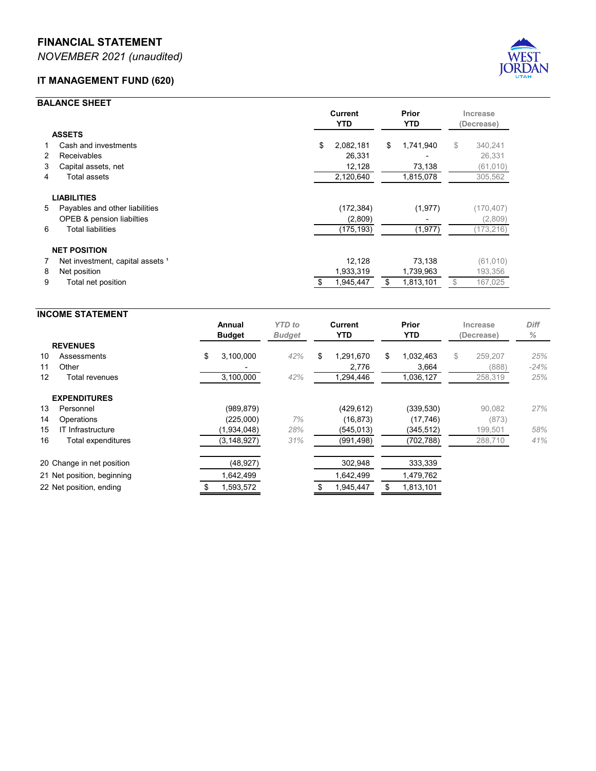# FINANCIAL STATEMENT

*NOVEMBER 2021 (unaudited)*

## IT MANAGEMENT FUND (620)

### BALANCE SHEET

| | | Current YTD | Prior YTD | Increase (Decrease) |
|---|---|---|---|---|
| | **ASSETS** | | | |
| 1 | Cash and investments | $ 2,082,181 | $ 1,741,940 | $ 340,241 |
| 2 | Receivables | 26,331 | - | 26,331 |
| 3 | Capital assets, net | 12,128 | 73,138 | (61,010) |
| 4 | Total assets | 2,120,640 | 1,815,078 | 305,562 |
| | **LIABILITIES** | | | |
| 5 | Payables and other liabilities | (172,384) | (1,977) | (170,407) |
| | OPEB & pension liabilties | (2,809) | - | (2,809) |
| 6 | Total liabilities | (175,193) | (1,977) | (173,216) |
| | **NET POSITION** | | | |
| 7 | Net investment, capital assets [1] | 12,128 | 73,138 | (61,010) |
| 8 | Net position | 1,933,319 | 1,739,963 | 193,356 |
| 9 | Total net position | $ 1,945,447 | $ 1,813,101 | $ 167,025 |

### INCOME STATEMENT

| | | Annual Budget | *YTD to Budget* | Current YTD | Prior YTD | Increase (Decrease) | *Diff %* |
|---|---|---|---|---|---|---|---|
| | **REVENUES** | | | | | | |
| 10 | Assessments | $ 3,100,000 | *42%* | $ 1,291,670 | $ 1,032,463 | $ 259,207 | *25%* |
| 11 | Other | - | | 2,776 | 3,664 | (888) | *-24%* |
| 12 | Total revenues | 3,100,000 | *42%* | 1,294,446 | 1,036,127 | 258,319 | *25%* |
| | **EXPENDITURES** | | | | | | |
| 13 | Personnel | (989,879) | | (429,612) | (339,530) | 90,082 | *27%* |
| 14 | Operations | (225,000) | *7%* | (16,873) | (17,746) | (873) | |
| 15 | IT Infrastructure | (1,934,048) | *28%* | (545,013) | (345,512) | 199,501 | *58%* |
| 16 | Total expenditures | (3,148,927) | *31%* | (991,498) | (702,788) | 288,710 | *41%* |
| 20 | Change in net position | (48,927) | | 302,948 | 333,339 | | |
| 21 | Net position, beginning | 1,642,499 | | 1,642,499 | 1,479,762 | | |
| 22 | Net position, ending | $ 1,593,572 | | $ 1,945,447 | $ 1,813,101 | | |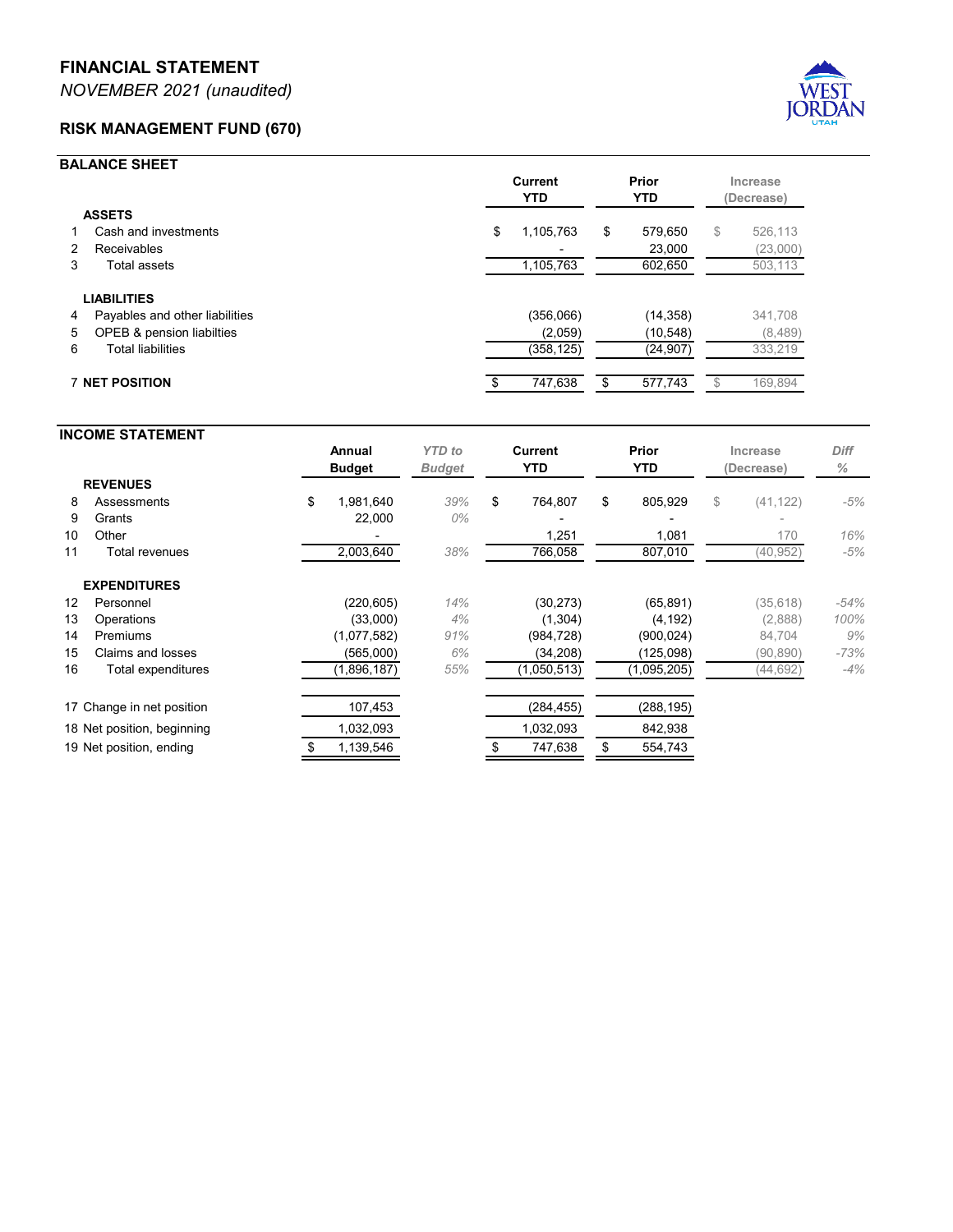# FINANCIAL STATEMENT

*NOVEMBER 2021 (unaudited)*

## RISK MANAGEMENT FUND (670)

### BALANCE SHEET

| | | Current YTD | Prior YTD | Increase (Decrease) |
|---|---|---|---|---|
| | **ASSETS** | | | |
| 1 | Cash and investments | $ 1,105,763 | $ 579,650 | $ 526,113 |
| 2 | Receivables | - | 23,000 | (23,000) |
| 3 | Total assets | 1,105,763 | 602,650 | 503,113 |
| | **LIABILITIES** | | | |
| 4 | Payables and other liabilities | (356,066) | (14,358) | 341,708 |
| 5 | OPEB & pension liabilties | (2,059) | (10,548) | (8,489) |
| 6 | Total liabilities | (358,125) | (24,907) | 333,219 |
| 7 | **NET POSITION** | $ 747,638 | $ 577,743 | $ 169,894 |

### INCOME STATEMENT

| | | Annual Budget | *YTD to Budget* | Current YTD | Prior YTD | Increase (Decrease) | *Diff %* |
|---|---|---|---|---|---|---|---|
| | **REVENUES** | | | | | | |
| 8 | Assessments | $ 1,981,640 | *39%* | $ 764,807 | $ 805,929 | $ (41,122) | *-5%* |
| 9 | Grants | 22,000 | *0%* | - | - | - | |
| 10 | Other | - | | 1,251 | 1,081 | 170 | *16%* |
| 11 | Total revenues | 2,003,640 | *38%* | 766,058 | 807,010 | (40,952) | *-5%* |
| | **EXPENDITURES** | | | | | | |
| 12 | Personnel | (220,605) | *14%* | (30,273) | (65,891) | (35,618) | *-54%* |
| 13 | Operations | (33,000) | *4%* | (1,304) | (4,192) | (2,888) | *100%* |
| 14 | Premiums | (1,077,582) | *91%* | (984,728) | (900,024) | 84,704 | *9%* |
| 15 | Claims and losses | (565,000) | *6%* | (34,208) | (125,098) | (90,890) | *-73%* |
| 16 | Total expenditures | (1,896,187) | *55%* | (1,050,513) | (1,095,205) | (44,692) | *-4%* |
| 17 | Change in net position | 107,453 | | (284,455) | (288,195) | | |
| 18 | Net position, beginning | 1,032,093 | | 1,032,093 | 842,938 | | |
| 19 | Net position, ending | $ 1,139,546 | | $ 747,638 | $ 554,743 | | |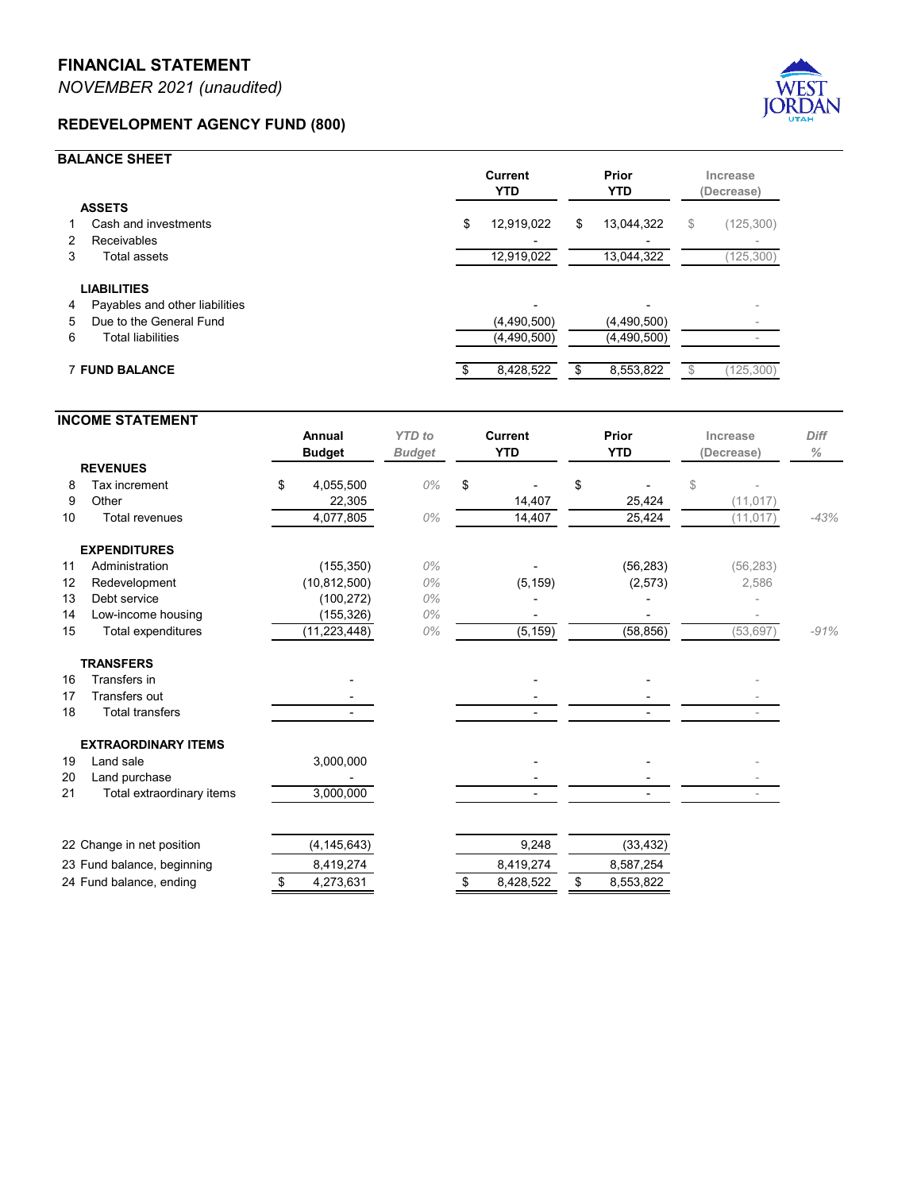# FINANCIAL STATEMENT

*NOVEMBER 2021 (unaudited)*

## REDEVELOPMENT AGENCY FUND (800)

### BALANCE SHEET

| | | Current YTD | Prior YTD | Increase (Decrease) |
|---|---|---|---|---|
| | **ASSETS** | | | |
| 1 | Cash and investments | $ 12,919,022 | $ 13,044,322 | $ (125,300) |
| 2 | Receivables | - | - | - |
| 3 | Total assets | 12,919,022 | 13,044,322 | (125,300) |
| | **LIABILITIES** | | | |
| 4 | Payables and other liabilities | - | - | - |
| 5 | Due to the General Fund | (4,490,500) | (4,490,500) | - |
| 6 | Total liabilities | (4,490,500) | (4,490,500) | - |
| 7 | **FUND BALANCE** | $ 8,428,522 | $ 8,553,822 | $ (125,300) |

### INCOME STATEMENT

| | | Annual Budget | *YTD to Budget* | Current YTD | Prior YTD | Increase (Decrease) | *Diff %* |
|---|---|---|---|---|---|---|---|
| | **REVENUES** | | | | | | |
| 8 | Tax increment | $ 4,055,500 | *0%* | $ - | $ - | $ - | |
| 9 | Other | 22,305 | | 14,407 | 25,424 | (11,017) | |
| 10 | Total revenues | 4,077,805 | *0%* | 14,407 | 25,424 | (11,017) | *-43%* |
| | **EXPENDITURES** | | | | | | |
| 11 | Administration | (155,350) | *0%* | - | (56,283) | (56,283) | |
| 12 | Redevelopment | (10,812,500) | *0%* | (5,159) | (2,573) | 2,586 | |
| 13 | Debt service | (100,272) | *0%* | - | - | - | |
| 14 | Low-income housing | (155,326) | *0%* | - | - | - | |
| 15 | Total expenditures | (11,223,448) | *0%* | (5,159) | (58,856) | (53,697) | *-91%* |
| | **TRANSFERS** | | | | | | |
| 16 | Transfers in | - | | - | - | - | |
| 17 | Transfers out | - | | - | - | - | |
| 18 | Total transfers | - | | - | - | - | |
| | **EXTRAORDINARY ITEMS** | | | | | | |
| 19 | Land sale | 3,000,000 | | - | - | - | |
| 20 | Land purchase | - | | - | - | - | |
| 21 | Total extraordinary items | 3,000,000 | | - | - | - | |
| 22 | Change in net position | (4,145,643) | | 9,248 | (33,432) | | |
| 23 | Fund balance, beginning | 8,419,274 | | 8,419,274 | 8,587,254 | | |
| 24 | Fund balance, ending | $ 4,273,631 | | $ 8,428,522 | $ 8,553,822 | | |